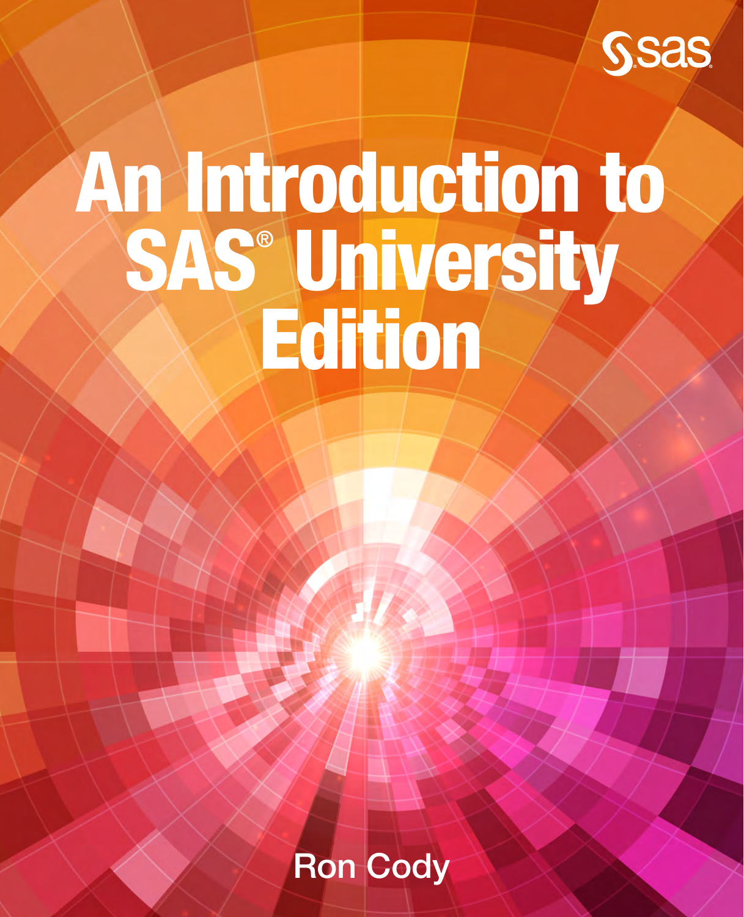# An Introduction to SAS® University Edition

Ron Cody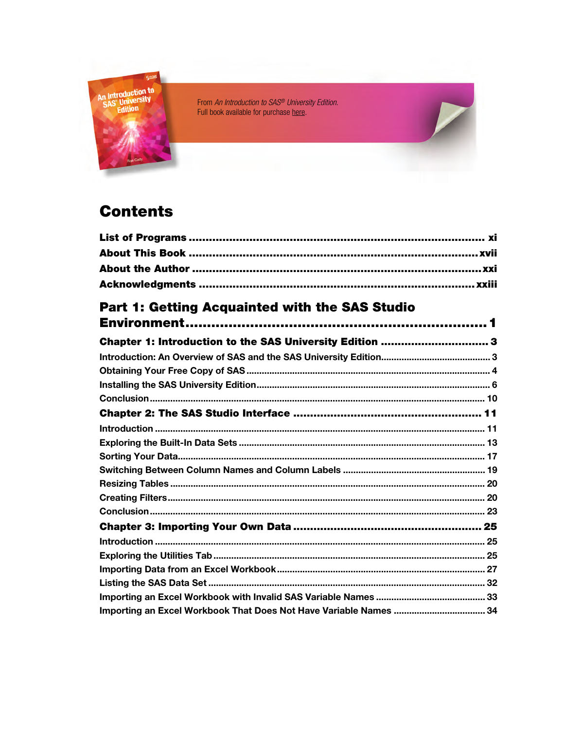From *An Introduction to SAS® University Edition.*
Full book available for purchase here.

# Contents

**List of Programs** ........................................ xi
**About This Book** ........................................ xvii
**About the Author** ........................................ xxi
**Acknowledgments** ........................................ xxiii

## Part 1: Getting Acquainted with the SAS Studio Environment ........................................ 1

### Chapter 1: Introduction to the SAS University Edition ........................................ 3

Introduction: An Overview of SAS and the SAS University Edition ........................................ 3
Obtaining Your Free Copy of SAS ........................................ 4
Installing the SAS University Edition ........................................ 6
Conclusion ........................................ 10

### Chapter 2: The SAS Studio Interface ........................................ 11

Introduction ........................................ 11
Exploring the Built-In Data Sets ........................................ 13
Sorting Your Data ........................................ 17
Switching Between Column Names and Column Labels ........................................ 19
Resizing Tables ........................................ 20
Creating Filters ........................................ 20
Conclusion ........................................ 23

### Chapter 3: Importing Your Own Data ........................................ 25

Introduction ........................................ 25
Exploring the Utilities Tab ........................................ 25
Importing Data from an Excel Workbook ........................................ 27
Listing the SAS Data Set ........................................ 32
Importing an Excel Workbook with Invalid SAS Variable Names ........................................ 33
Importing an Excel Workbook That Does Not Have Variable Names ........................................ 34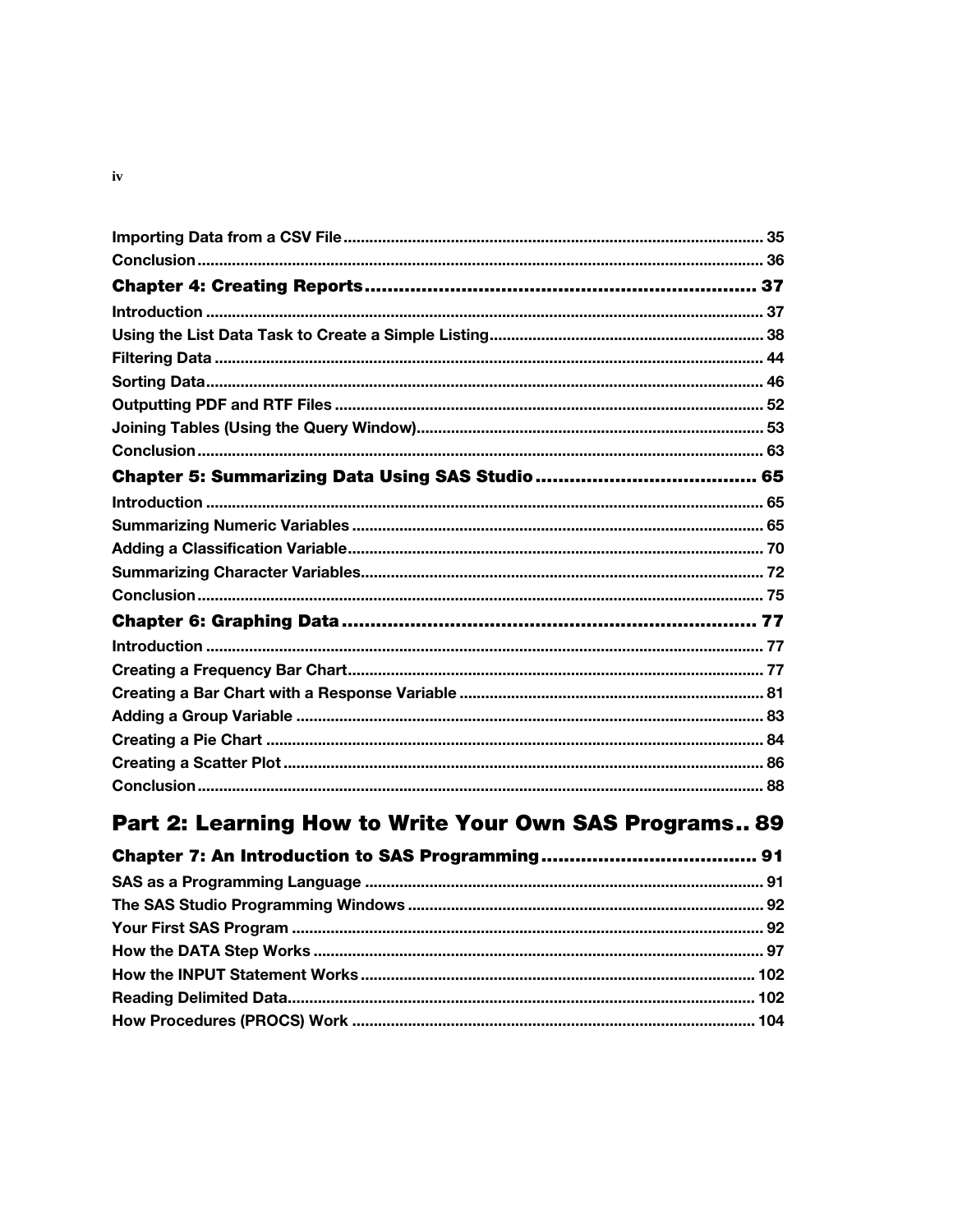Importing Data from a CSV File ........................................................................................ 35
Conclusion ........................................................................................................................ 36

### Chapter 4: Creating Reports ........................................................................ 37

Introduction ...................................................................................................................... 37
Using the List Data Task to Create a Simple Listing ......................................................... 38
Filtering Data ................................................................................................................... 44
Sorting Data ..................................................................................................................... 46
Outputting PDF and RTF Files ......................................................................................... 52
Joining Tables (Using the Query Window) ........................................................................ 53
Conclusion ........................................................................................................................ 63

### Chapter 5: Summarizing Data Using SAS Studio ........................................ 65

Introduction ...................................................................................................................... 65
Summarizing Numeric Variables ....................................................................................... 65
Adding a Classification Variable ....................................................................................... 70
Summarizing Character Variables ..................................................................................... 72
Conclusion ........................................................................................................................ 75

### Chapter 6: Graphing Data ................................................................................ 77

Introduction ...................................................................................................................... 77
Creating a Frequency Bar Chart ........................................................................................ 77
Creating a Bar Chart with a Response Variable ................................................................ 81
Adding a Group Variable .................................................................................................. 83
Creating a Pie Chart ......................................................................................................... 84
Creating a Scatter Plot ..................................................................................................... 86
Conclusion ........................................................................................................................ 88

## Part 2: Learning How to Write Your Own SAS Programs .. 89

### Chapter 7: An Introduction to SAS Programming ....................................... 91

SAS as a Programming Language .................................................................................... 91
The SAS Studio Programming Windows ........................................................................... 92
Your First SAS Program ................................................................................................... 92
How the DATA Step Works ............................................................................................... 97
How the INPUT Statement Works ..................................................................................... 102
Reading Delimited Data .................................................................................................... 102
How Procedures (PROCS) Work ....................................................................................... 104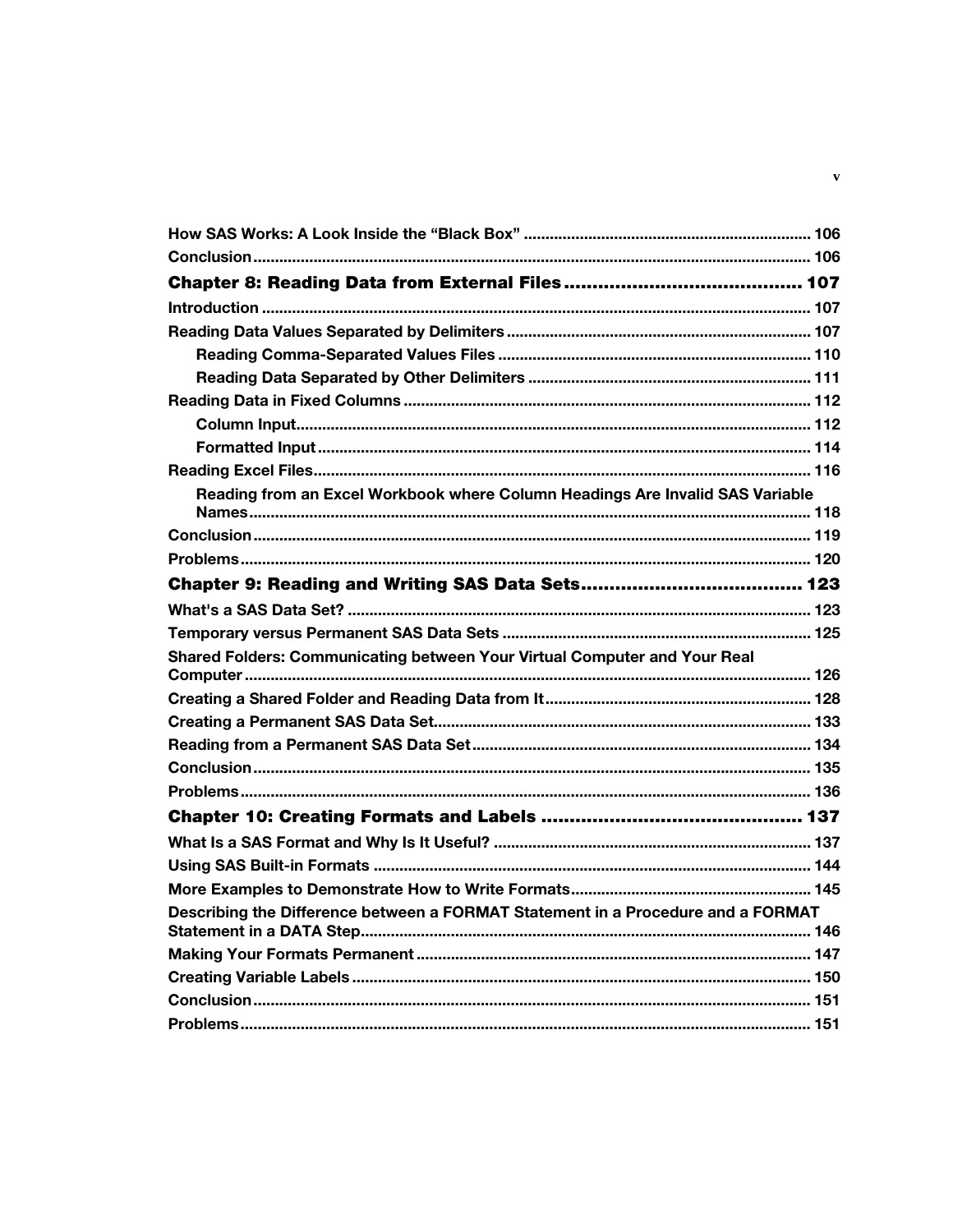How SAS Works: A Look Inside the "Black Box" .................................................................. 106
Conclusion ................................................................................................................................ 106

**Chapter 8: Reading Data from External Files .......................................... 107**

Introduction .............................................................................................................................. 107
Reading Data Values Separated by Delimiters ...................................................................... 107
    Reading Comma-Separated Values Files ........................................................................ 110
    Reading Data Separated by Other Delimiters ................................................................. 111
Reading Data in Fixed Columns .............................................................................................. 112
    Column Input ...................................................................................................................... 112
    Formatted Input ................................................................................................................. 114
Reading Excel Files ................................................................................................................... 116
    Reading from an Excel Workbook where Column Headings Are Invalid SAS Variable Names ........ 118
Conclusion ................................................................................................................................ 119
Problems ................................................................................................................................... 120

**Chapter 9: Reading and Writing SAS Data Sets ....................................... 123**

What's a SAS Data Set? ........................................................................................................... 123
Temporary versus Permanent SAS Data Sets ....................................................................... 125
Shared Folders: Communicating between Your Virtual Computer and Your Real Computer ........ 126
Creating a Shared Folder and Reading Data from It ............................................................. 128
Creating a Permanent SAS Data Set ....................................................................................... 133
Reading from a Permanent SAS Data Set .............................................................................. 134
Conclusion ................................................................................................................................ 135
Problems ................................................................................................................................... 136

**Chapter 10: Creating Formats and Labels ............................................. 137**

What Is a SAS Format and Why Is It Useful? ......................................................................... 137
Using SAS Built-in Formats ..................................................................................................... 144
More Examples to Demonstrate How to Write Formats ........................................................ 145
Describing the Difference between a FORMAT Statement in a Procedure and a FORMAT Statement in a DATA Step ........ 146
Making Your Formats Permanent ........................................................................................... 147
Creating Variable Labels .......................................................................................................... 150
Conclusion ................................................................................................................................ 151
Problems ................................................................................................................................... 151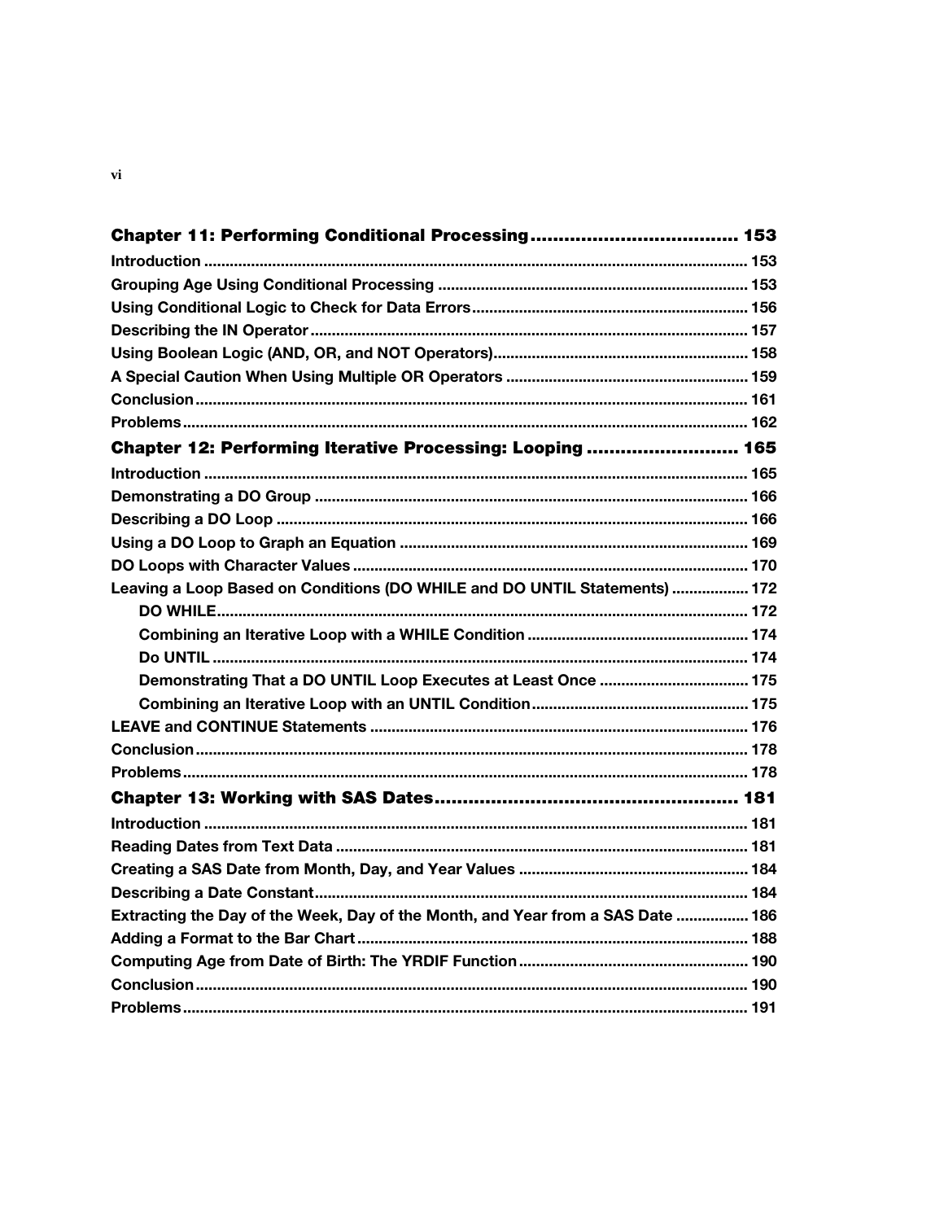**Chapter 11: Performing Conditional Processing .................................... 153**

**Introduction ............................................................................................................... 153**

**Grouping Age Using Conditional Processing ........................................................ 153**

**Using Conditional Logic to Check for Data Errors ................................................ 156**

**Describing the IN Operator ..................................................................................... 157**

**Using Boolean Logic (AND, OR, and NOT Operators) ........................................... 158**

**A Special Caution When Using Multiple OR Operators ........................................ 159**

**Conclusion ................................................................................................................. 161**

**Problems .................................................................................................................... 162**

**Chapter 12: Performing Iterative Processing: Looping .......................... 165**

**Introduction ............................................................................................................... 165**

**Demonstrating a DO Group ..................................................................................... 166**

**Describing a DO Loop .............................................................................................. 166**

**Using a DO Loop to Graph an Equation .................................................................. 169**

**DO Loops with Character Values ............................................................................ 170**

**Leaving a Loop Based on Conditions (DO WHILE and DO UNTIL Statements) .................. 172**

- **DO WHILE ........................................................................................................... 172**
- **Combining an Iterative Loop with a WHILE Condition .................................................... 174**
- **Do UNTIL ............................................................................................................. 174**
- **Demonstrating That a DO UNTIL Loop Executes at Least Once ................................... 175**
- **Combining an Iterative Loop with an UNTIL Condition ................................................... 175**

**LEAVE and CONTINUE Statements ........................................................................ 176**

**Conclusion ................................................................................................................. 178**

**Problems .................................................................................................................... 178**

**Chapter 13: Working with SAS Dates ...................................................... 181**

**Introduction ............................................................................................................... 181**

**Reading Dates from Text Data ................................................................................ 181**

**Creating a SAS Date from Month, Day, and Year Values ...................................... 184**

**Describing a Date Constant ..................................................................................... 184**

**Extracting the Day of the Week, Day of the Month, and Year from a SAS Date ................. 186**

**Adding a Format to the Bar Chart ........................................................................... 188**

**Computing Age from Date of Birth: The YRDIF Function ...................................... 190**

**Conclusion ................................................................................................................. 190**

**Problems .................................................................................................................... 191**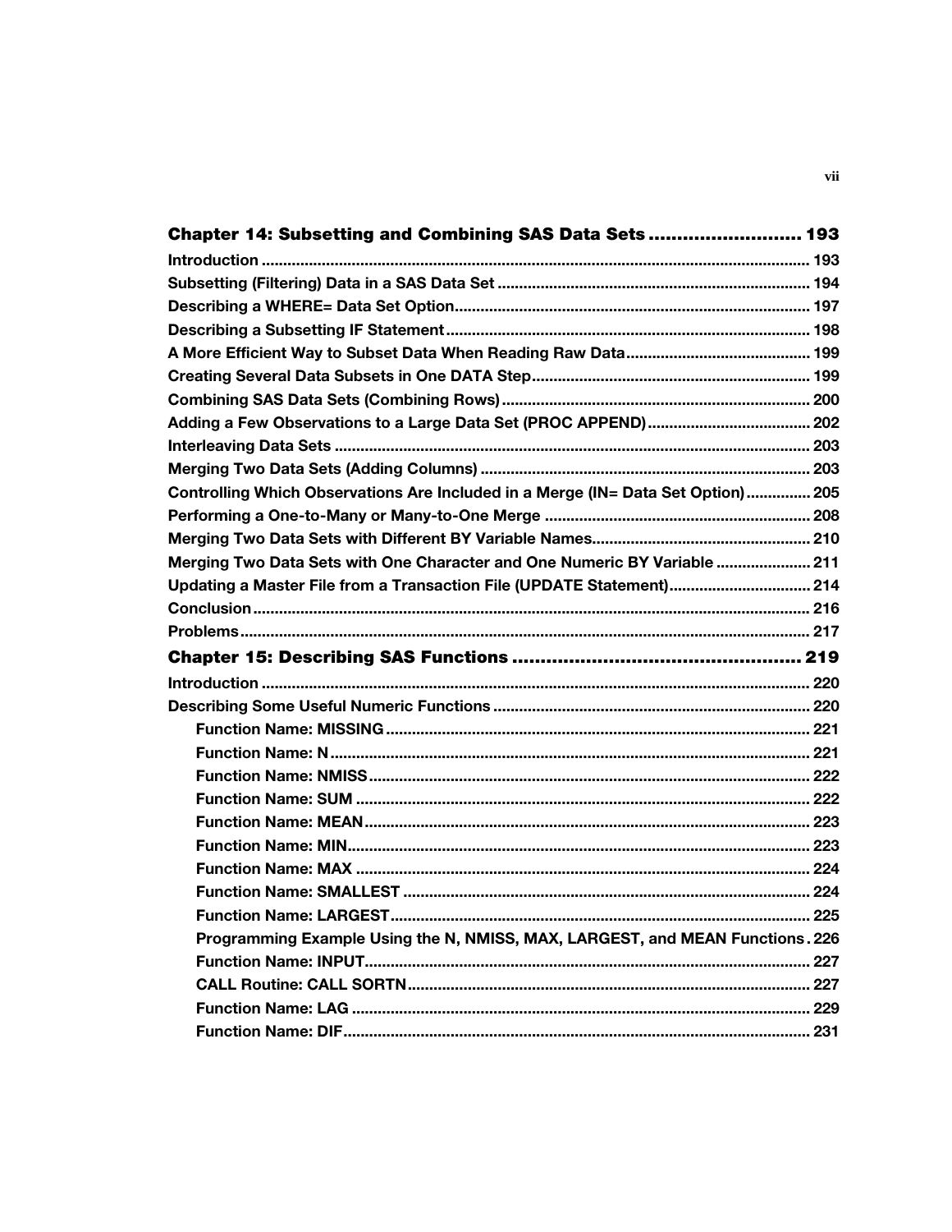**Chapter 14: Subsetting and Combining SAS Data Sets .......................... 193**

Introduction ............................................................................................................. 193
Subsetting (Filtering) Data in a SAS Data Set ........................................................................ 194
Describing a WHERE= Data Set Option.................................................................................. 197
Describing a Subsetting IF Statement.................................................................................... 198
A More Efficient Way to Subset Data When Reading Raw Data.......................................... 199
Creating Several Data Subsets in One DATA Step................................................................. 199
Combining SAS Data Sets (Combining Rows)........................................................................ 200
Adding a Few Observations to a Large Data Set (PROC APPEND)...................................... 202
Interleaving Data Sets .............................................................................................................. 203
Merging Two Data Sets (Adding Columns) ............................................................................ 203
Controlling Which Observations Are Included in a Merge (IN= Data Set Option)............... 205
Performing a One-to-Many or Many-to-One Merge ............................................................. 208
Merging Two Data Sets with Different BY Variable Names.................................................. 210
Merging Two Data Sets with One Character and One Numeric BY Variable ..................... 211
Updating a Master File from a Transaction File (UPDATE Statement)................................ 214
Conclusion................................................................................................................................. 216
Problems.................................................................................................................................... 217

**Chapter 15: Describing SAS Functions ................................................. 219**

Introduction .............................................................................................................................. 220
Describing Some Useful Numeric Functions ......................................................................... 220

- Function Name: MISSING ................................................................................................. 221
- Function Name: N .............................................................................................................. 221
- Function Name: NMISS...................................................................................................... 222
- Function Name: SUM ......................................................................................................... 222
- Function Name: MEAN....................................................................................................... 223
- Function Name: MIN.......................................................................................................... 223
- Function Name: MAX ......................................................................................................... 224
- Function Name: SMALLEST .............................................................................................. 224
- Function Name: LARGEST................................................................................................. 225
- Programming Example Using the N, NMISS, MAX, LARGEST, and MEAN Functions. 226
- Function Name: INPUT....................................................................................................... 227
- CALL Routine: CALL SORTN............................................................................................. 227
- Function Name: LAG .......................................................................................................... 229
- Function Name: DIF............................................................................................................ 231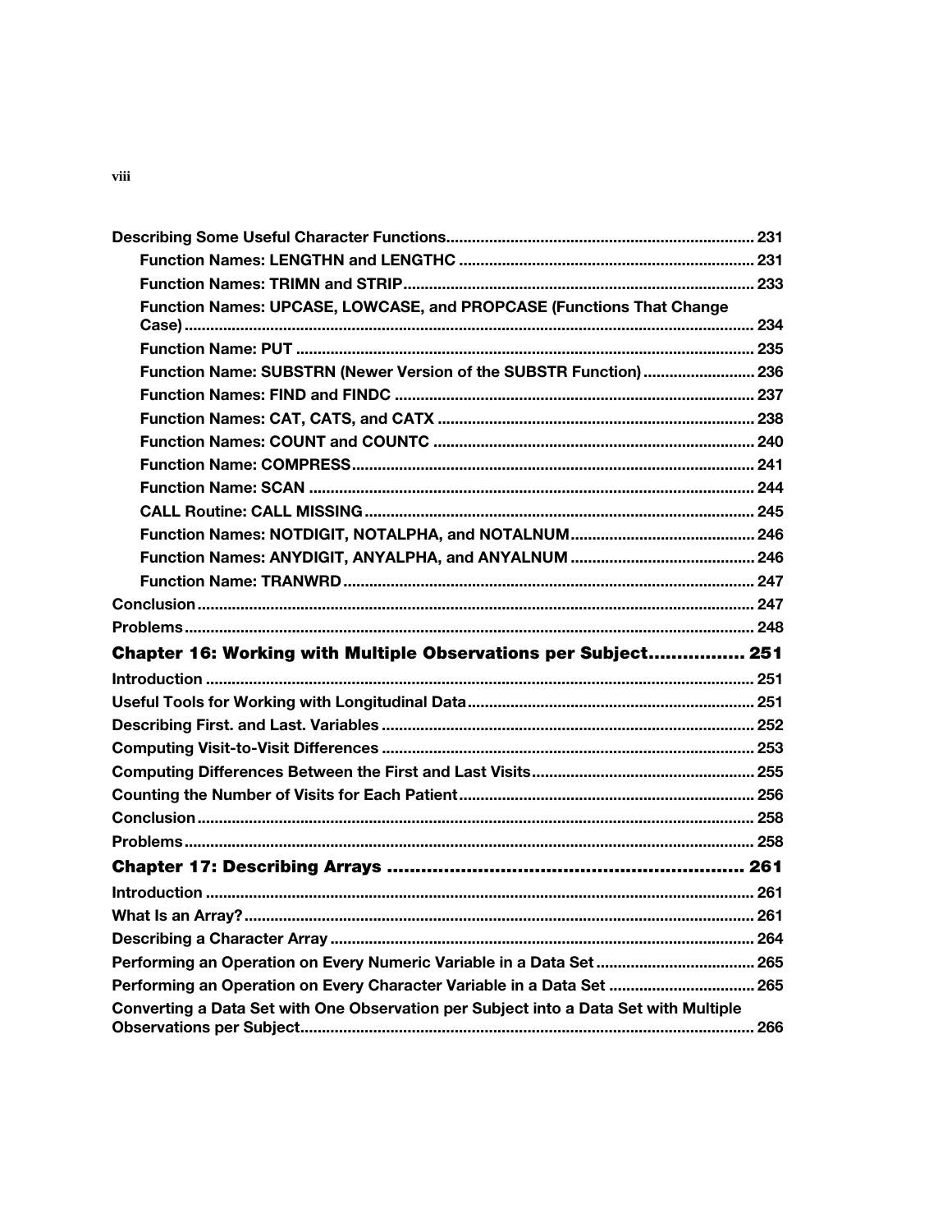Describing Some Useful Character Functions ........ 231

- Function Names: LENGTHN and LENGTHC ........ 231
- Function Names: TRIMN and STRIP ........ 233
- Function Names: UPCASE, LOWCASE, and PROPCASE (Functions That Change Case) ........ 234
- Function Name: PUT ........ 235
- Function Name: SUBSTRN (Newer Version of the SUBSTR Function) ........ 236
- Function Names: FIND and FINDC ........ 237
- Function Names: CAT, CATS, and CATX ........ 238
- Function Names: COUNT and COUNTC ........ 240
- Function Name: COMPRESS ........ 241
- Function Name: SCAN ........ 244
- CALL Routine: CALL MISSING ........ 245
- Function Names: NOTDIGIT, NOTALPHA, and NOTALNUM ........ 246
- Function Names: ANYDIGIT, ANYALPHA, and ANYALNUM ........ 246
- Function Name: TRANWRD ........ 247

Conclusion ........ 247

Problems ........ 248

## Chapter 16: Working with Multiple Observations per Subject ........ 251

Introduction ........ 251

Useful Tools for Working with Longitudinal Data ........ 251

Describing First. and Last. Variables ........ 252

Computing Visit-to-Visit Differences ........ 253

Computing Differences Between the First and Last Visits ........ 255

Counting the Number of Visits for Each Patient ........ 256

Conclusion ........ 258

Problems ........ 258

## Chapter 17: Describing Arrays ........ 261

Introduction ........ 261

What Is an Array? ........ 261

Describing a Character Array ........ 264

Performing an Operation on Every Numeric Variable in a Data Set ........ 265

Performing an Operation on Every Character Variable in a Data Set ........ 265

Converting a Data Set with One Observation per Subject into a Data Set with Multiple Observations per Subject ........ 266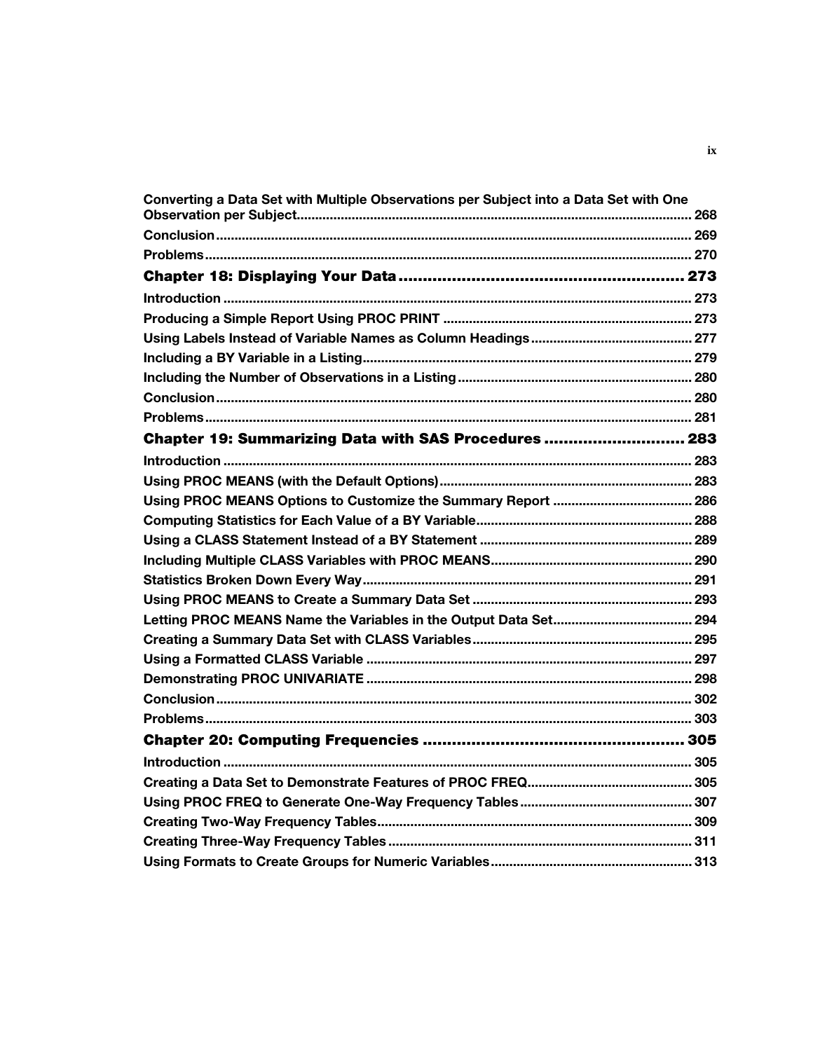Converting a Data Set with Multiple Observations per Subject into a Data Set with One Observation per Subject ... 268
Conclusion ... 269
Problems ... 270

## Chapter 18: Displaying Your Data ... 273

Introduction ... 273
Producing a Simple Report Using PROC PRINT ... 273
Using Labels Instead of Variable Names as Column Headings ... 277
Including a BY Variable in a Listing ... 279
Including the Number of Observations in a Listing ... 280
Conclusion ... 280
Problems ... 281

## Chapter 19: Summarizing Data with SAS Procedures ... 283

Introduction ... 283
Using PROC MEANS (with the Default Options) ... 283
Using PROC MEANS Options to Customize the Summary Report ... 286
Computing Statistics for Each Value of a BY Variable ... 288
Using a CLASS Statement Instead of a BY Statement ... 289
Including Multiple CLASS Variables with PROC MEANS ... 290
Statistics Broken Down Every Way ... 291
Using PROC MEANS to Create a Summary Data Set ... 293
Letting PROC MEANS Name the Variables in the Output Data Set ... 294
Creating a Summary Data Set with CLASS Variables ... 295
Using a Formatted CLASS Variable ... 297
Demonstrating PROC UNIVARIATE ... 298
Conclusion ... 302
Problems ... 303

## Chapter 20: Computing Frequencies ... 305

Introduction ... 305
Creating a Data Set to Demonstrate Features of PROC FREQ ... 305
Using PROC FREQ to Generate One-Way Frequency Tables ... 307
Creating Two-Way Frequency Tables ... 309
Creating Three-Way Frequency Tables ... 311
Using Formats to Create Groups for Numeric Variables ... 313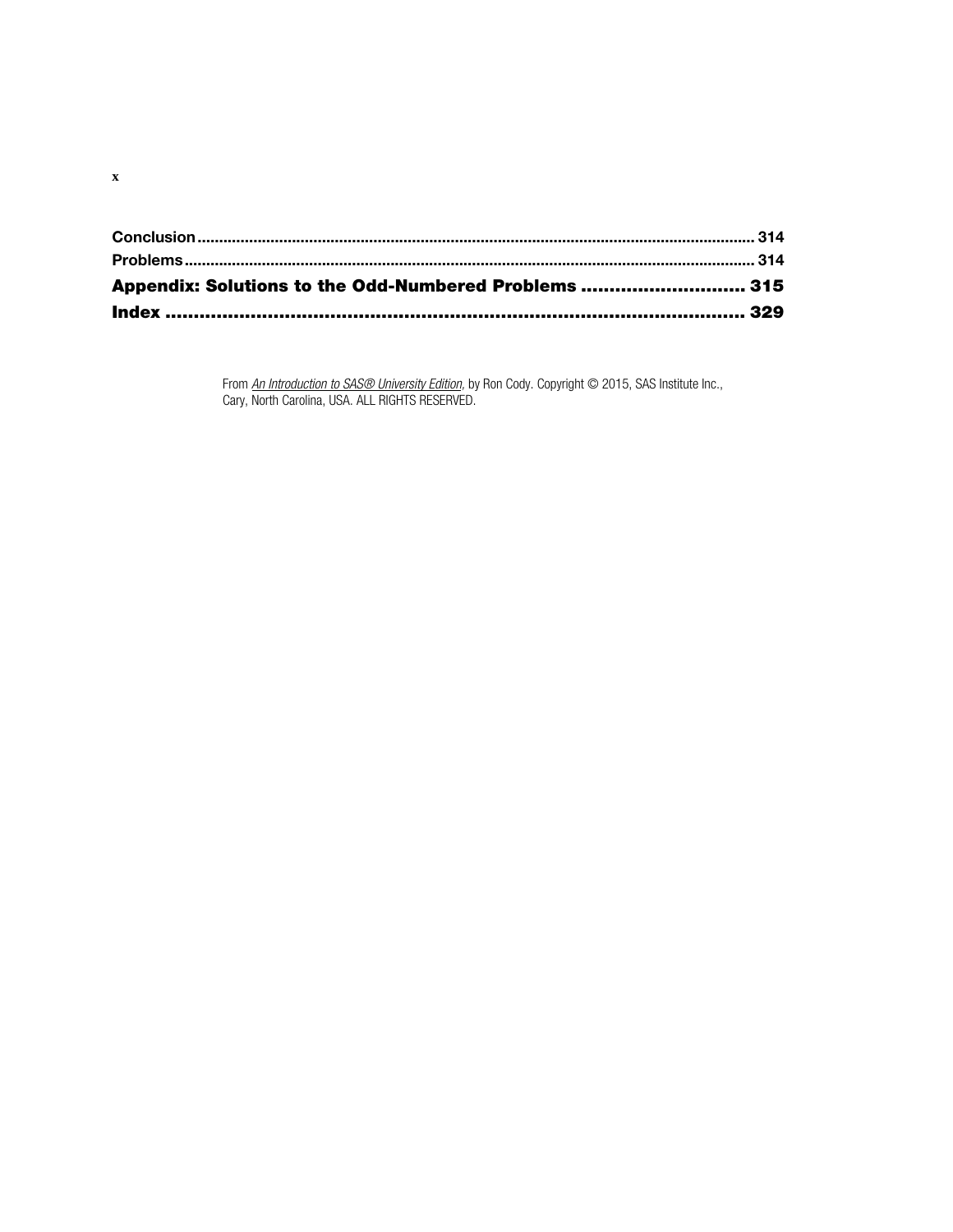Conclusion ................................................................................................................................ 314
Problems .................................................................................................................................. 314

**Appendix: Solutions to the Odd-Numbered Problems ............................ 315**

**Index ...................................................................................................... 329**

From *An Introduction to SAS® University Edition*, by Ron Cody. Copyright © 2015, SAS Institute Inc., Cary, North Carolina, USA. ALL RIGHTS RESERVED.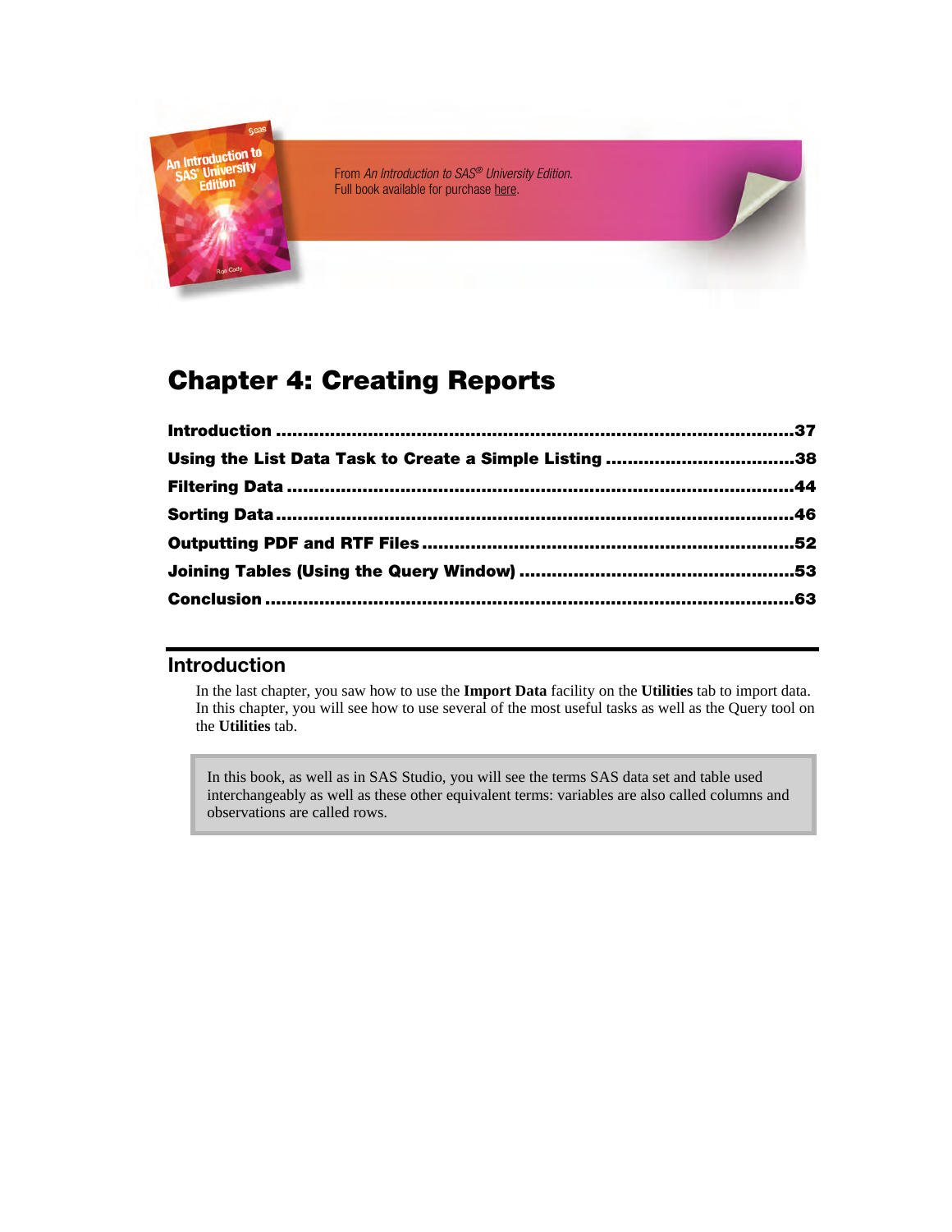From *An Introduction to SAS® University Edition.*
Full book available for purchase here.

# Chapter 4: Creating Reports

**Introduction ........................................................................................37**
**Using the List Data Task to Create a Simple Listing ..................................38**
**Filtering Data ........................................................................................44**
**Sorting Data ..........................................................................................46**
**Outputting PDF and RTF Files ..................................................................52**
**Joining Tables (Using the Query Window) ..................................................53**
**Conclusion .............................................................................................63**

## Introduction

In the last chapter, you saw how to use the **Import Data** facility on the **Utilities** tab to import data. In this chapter, you will see how to use several of the most useful tasks as well as the Query tool on the **Utilities** tab.

> In this book, as well as in SAS Studio, you will see the terms SAS data set and table used interchangeably as well as these other equivalent terms: variables are also called columns and observations are called rows.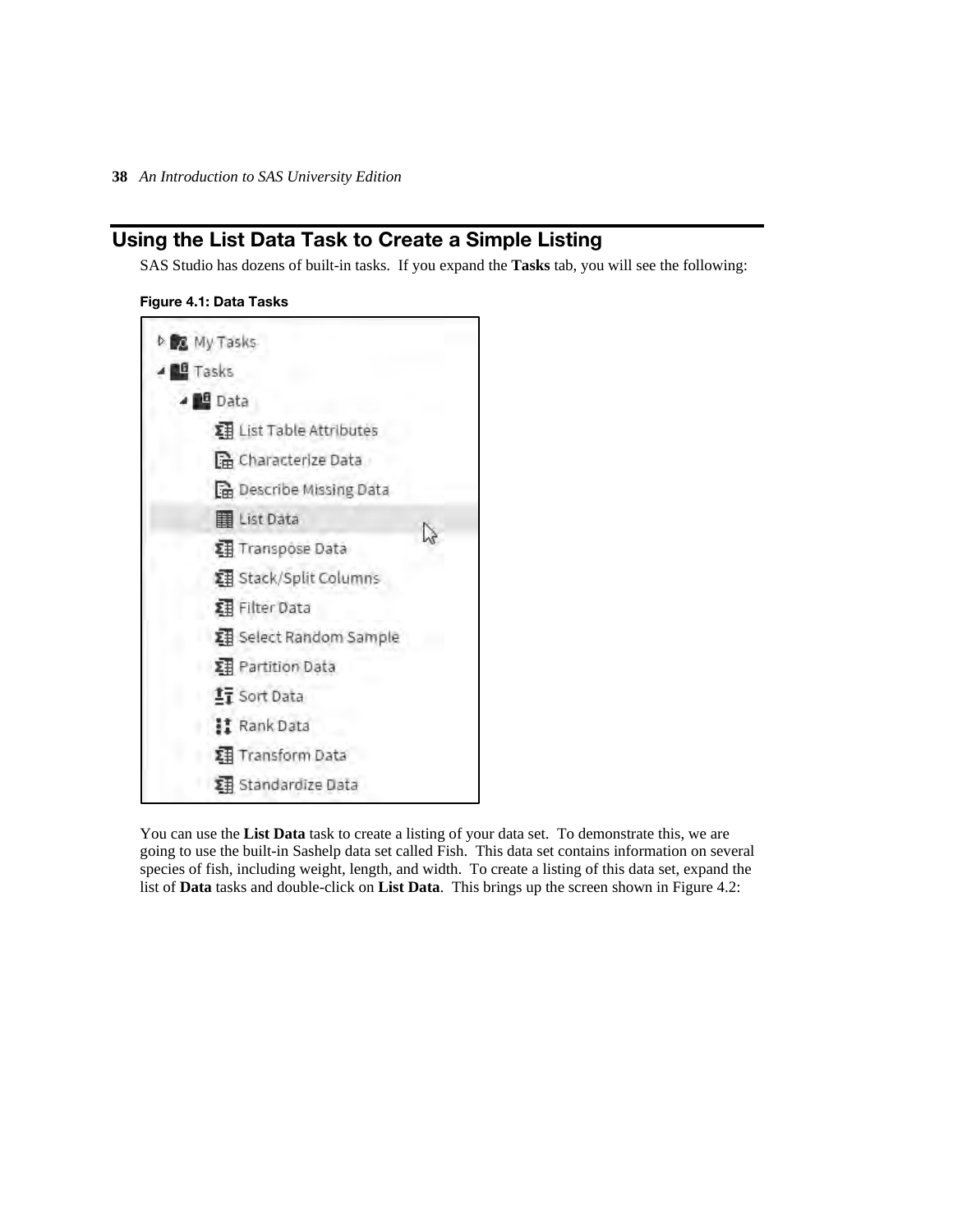## Using the List Data Task to Create a Simple Listing

SAS Studio has dozens of built-in tasks. If you expand the **Tasks** tab, you will see the following:

**Figure 4.1: Data Tasks**

You can use the **List Data** task to create a listing of your data set. To demonstrate this, we are going to use the built-in Sashelp data set called Fish. This data set contains information on several species of fish, including weight, length, and width. To create a listing of this data set, expand the list of **Data** tasks and double-click on **List Data**. This brings up the screen shown in Figure 4.2: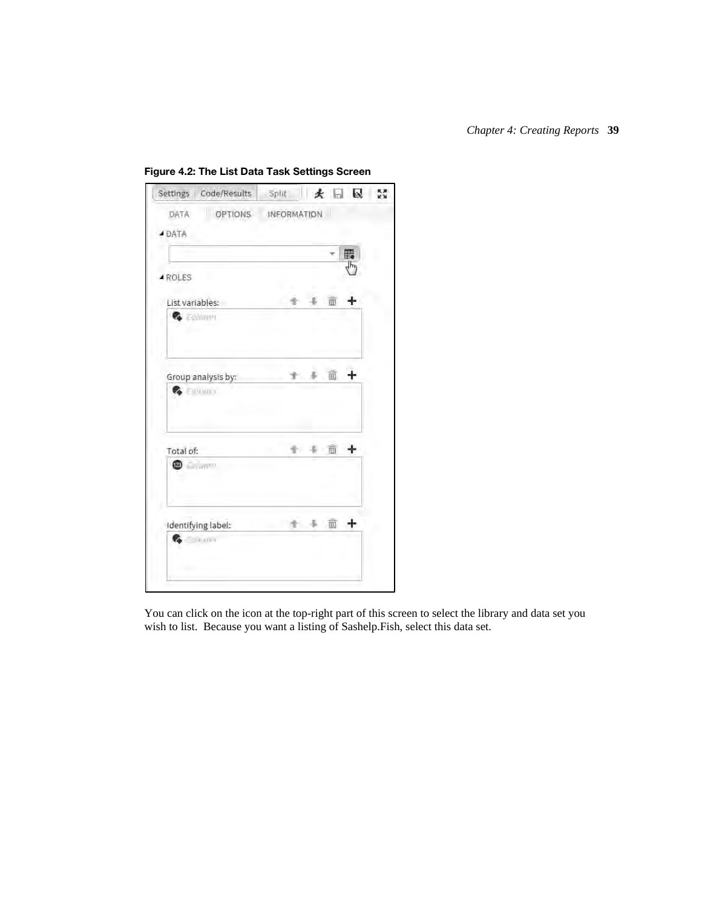**Figure 4.2: The List Data Task Settings Screen**

You can click on the icon at the top-right part of this screen to select the library and data set you wish to list. Because you want a listing of Sashelp.Fish, select this data set.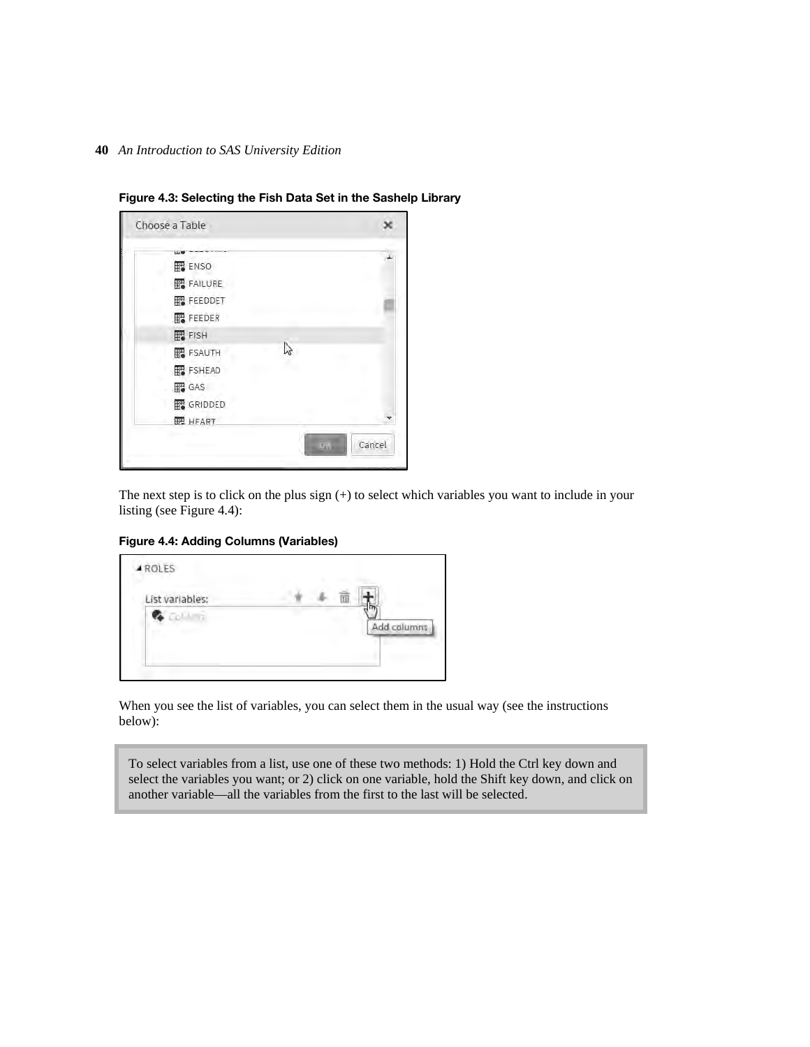**Figure 4.3: Selecting the Fish Data Set in the Sashelp Library**

The next step is to click on the plus sign (+) to select which variables you want to include in your listing (see Figure 4.4):

**Figure 4.4: Adding Columns (Variables)**

When you see the list of variables, you can select them in the usual way (see the instructions below):

> To select variables from a list, use one of these two methods: 1) Hold the Ctrl key down and select the variables you want; or 2) click on one variable, hold the Shift key down, and click on another variable—all the variables from the first to the last will be selected.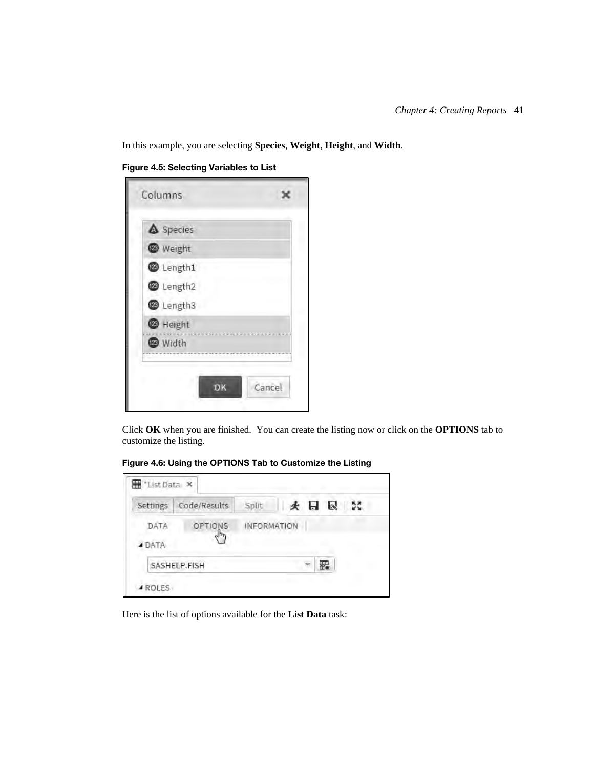In this example, you are selecting **Species**, **Weight**, **Height**, and **Width**.

**Figure 4.5: Selecting Variables to List**

Click **OK** when you are finished. You can create the listing now or click on the **OPTIONS** tab to customize the listing.

**Figure 4.6: Using the OPTIONS Tab to Customize the Listing**

Here is the list of options available for the **List Data** task: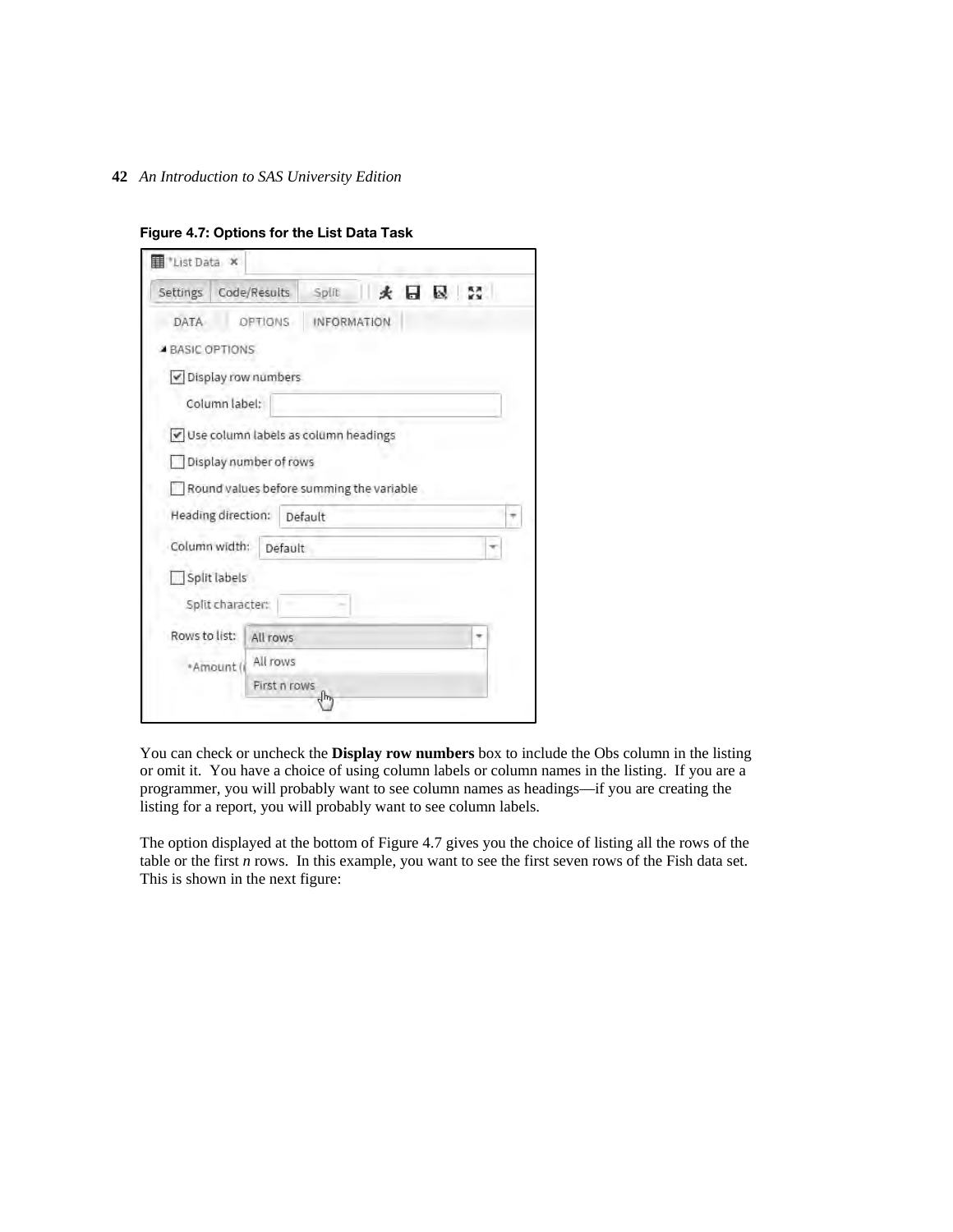**Figure 4.7: Options for the List Data Task**

You can check or uncheck the **Display row numbers** box to include the Obs column in the listing or omit it. You have a choice of using column labels or column names in the listing. If you are a programmer, you will probably want to see column names as headings—if you are creating the listing for a report, you will probably want to see column labels.

The option displayed at the bottom of Figure 4.7 gives you the choice of listing all the rows of the table or the first *n* rows. In this example, you want to see the first seven rows of the Fish data set. This is shown in the next figure: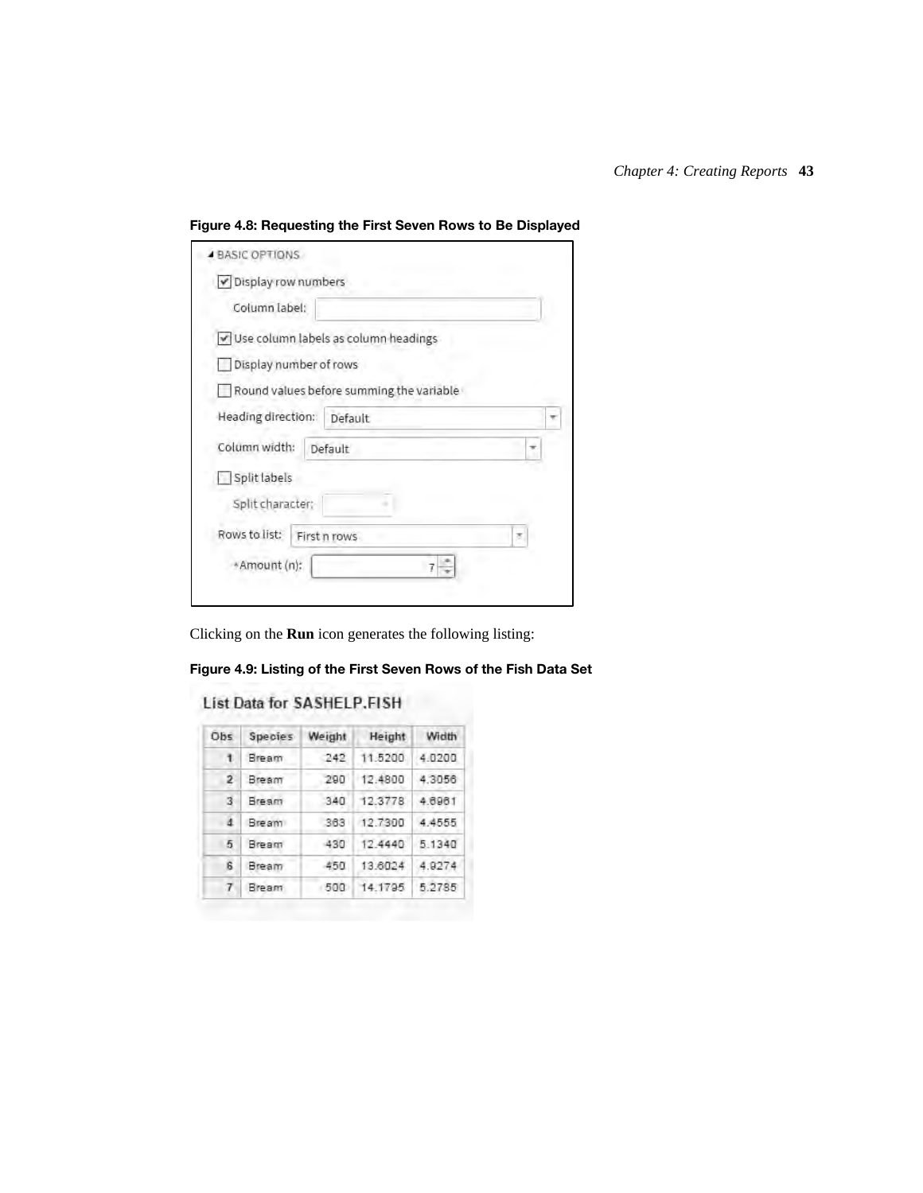**Figure 4.8: Requesting the First Seven Rows to Be Displayed**

▲ BASIC OPTIONS

- [x] Display row numbers

Column label:

- [x] Use column labels as column headings
- [ ] Display number of rows
- [ ] Round values before summing the variable

Heading direction: Default

Column width: Default

- [ ] Split labels

Split character:

Rows to list: First n rows

*Amount (n): 7

Clicking on the **Run** icon generates the following listing:

**Figure 4.9: Listing of the First Seven Rows of the Fish Data Set**

List Data for SASHELP.FISH

| Obs | Species | Weight | Height | Width |
|---|---|---|---|---|
| 1 | Bream | 242 | 11.5200 | 4.0200 |
| 2 | Bream | 290 | 12.4800 | 4.3056 |
| 3 | Bream | 340 | 12.3778 | 4.6961 |
| 4 | Bream | 363 | 12.7300 | 4.4555 |
| 5 | Bream | 430 | 12.4440 | 5.1340 |
| 6 | Bream | 450 | 13.6024 | 4.9274 |
| 7 | Bream | 500 | 14.1795 | 5.2785 |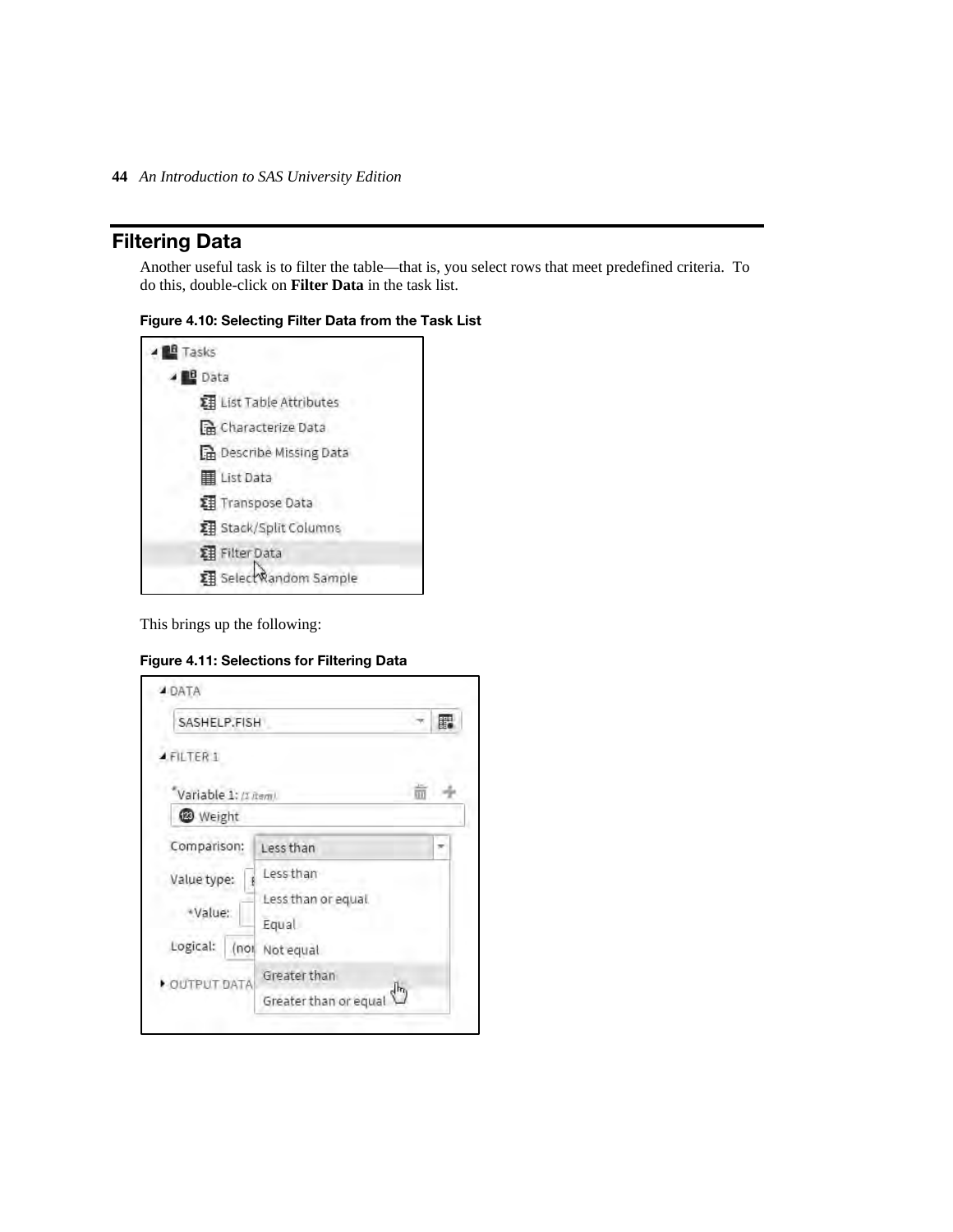## Filtering Data

Another useful task is to filter the table—that is, you select rows that meet predefined criteria. To do this, double-click on **Filter Data** in the task list.

**Figure 4.10: Selecting Filter Data from the Task List**

This brings up the following:

**Figure 4.11: Selections for Filtering Data**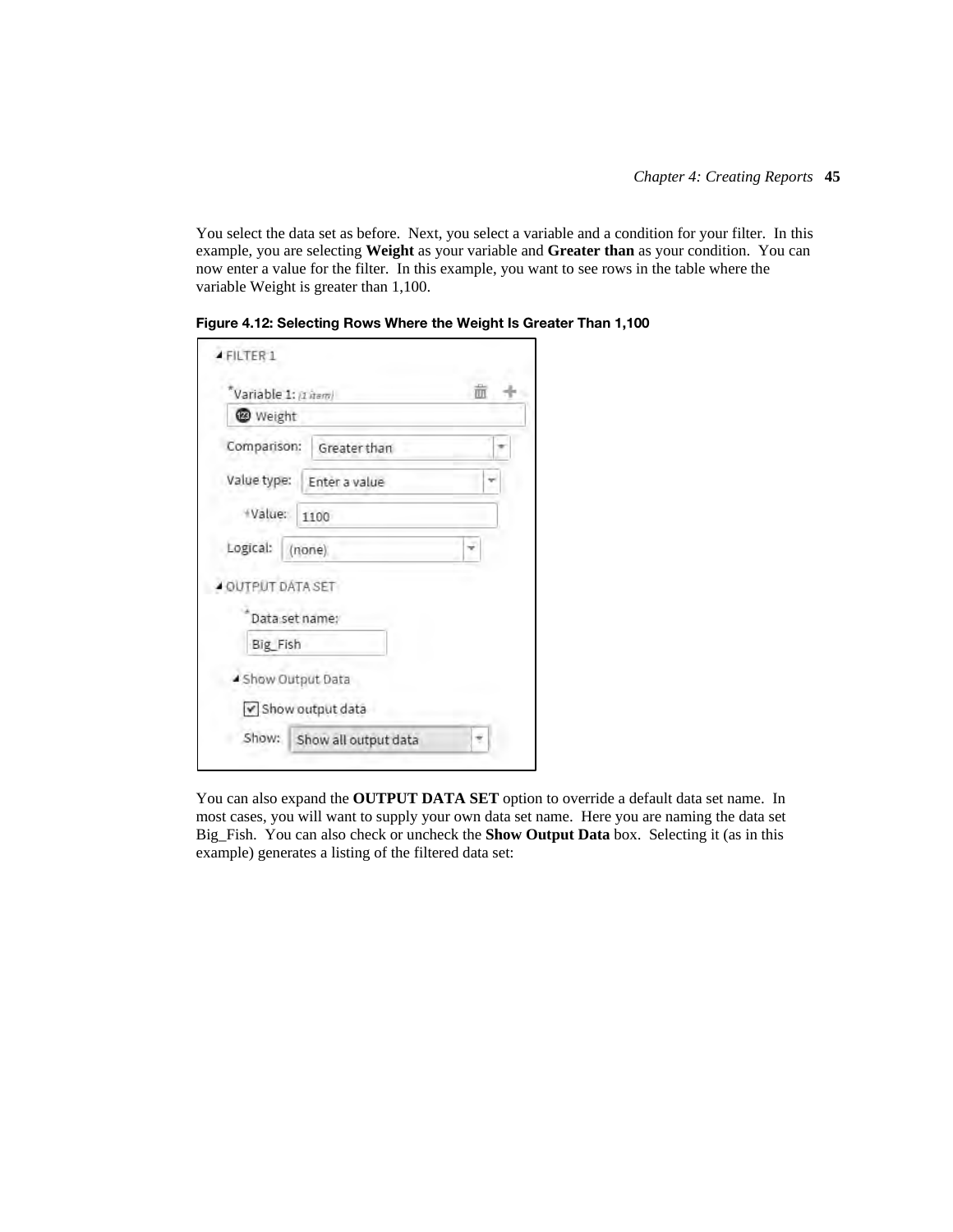You select the data set as before. Next, you select a variable and a condition for your filter. In this example, you are selecting **Weight** as your variable and **Greater than** as your condition. You can now enter a value for the filter. In this example, you want to see rows in the table where the variable Weight is greater than 1,100.

**Figure 4.12: Selecting Rows Where the Weight Is Greater Than 1,100**

You can also expand the **OUTPUT DATA SET** option to override a default data set name. In most cases, you will want to supply your own data set name. Here you are naming the data set Big_Fish. You can also check or uncheck the **Show Output Data** box. Selecting it (as in this example) generates a listing of the filtered data set: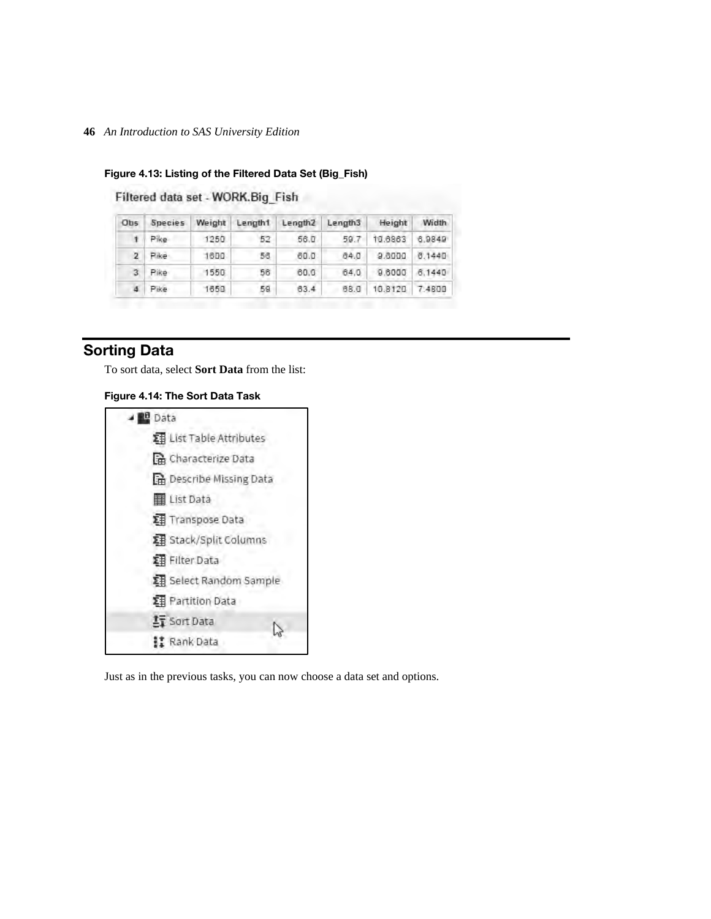**Figure 4.13: Listing of the Filtered Data Set (Big_Fish)**

Filtered data set - WORK.Big_Fish

| Obs | Species | Weight | Length1 | Length2 | Length3 | Height | Width |
|---|---|---|---|---|---|---|---|
| 1 | Pike | 1250 | 52 | 56.0 | 59.7 | 10.6863 | 6.9849 |
| 2 | Pike | 1600 | 56 | 60.0 | 64.0 | 9.6000 | 6.1440 |
| 3 | Pike | 1550 | 56 | 60.0 | 64.0 | 9.6000 | 6.1440 |
| 4 | Pike | 1650 | 59 | 63.4 | 68.0 | 10.8120 | 7.4800 |

## Sorting Data

To sort data, select **Sort Data** from the list:

**Figure 4.14: The Sort Data Task**

- Data
  - List Table Attributes
  - Characterize Data
  - Describe Missing Data
  - List Data
  - Transpose Data
  - Stack/Split Columns
  - Filter Data
  - Select Random Sample
  - Partition Data
  - Sort Data
  - Rank Data

Just as in the previous tasks, you can now choose a data set and options.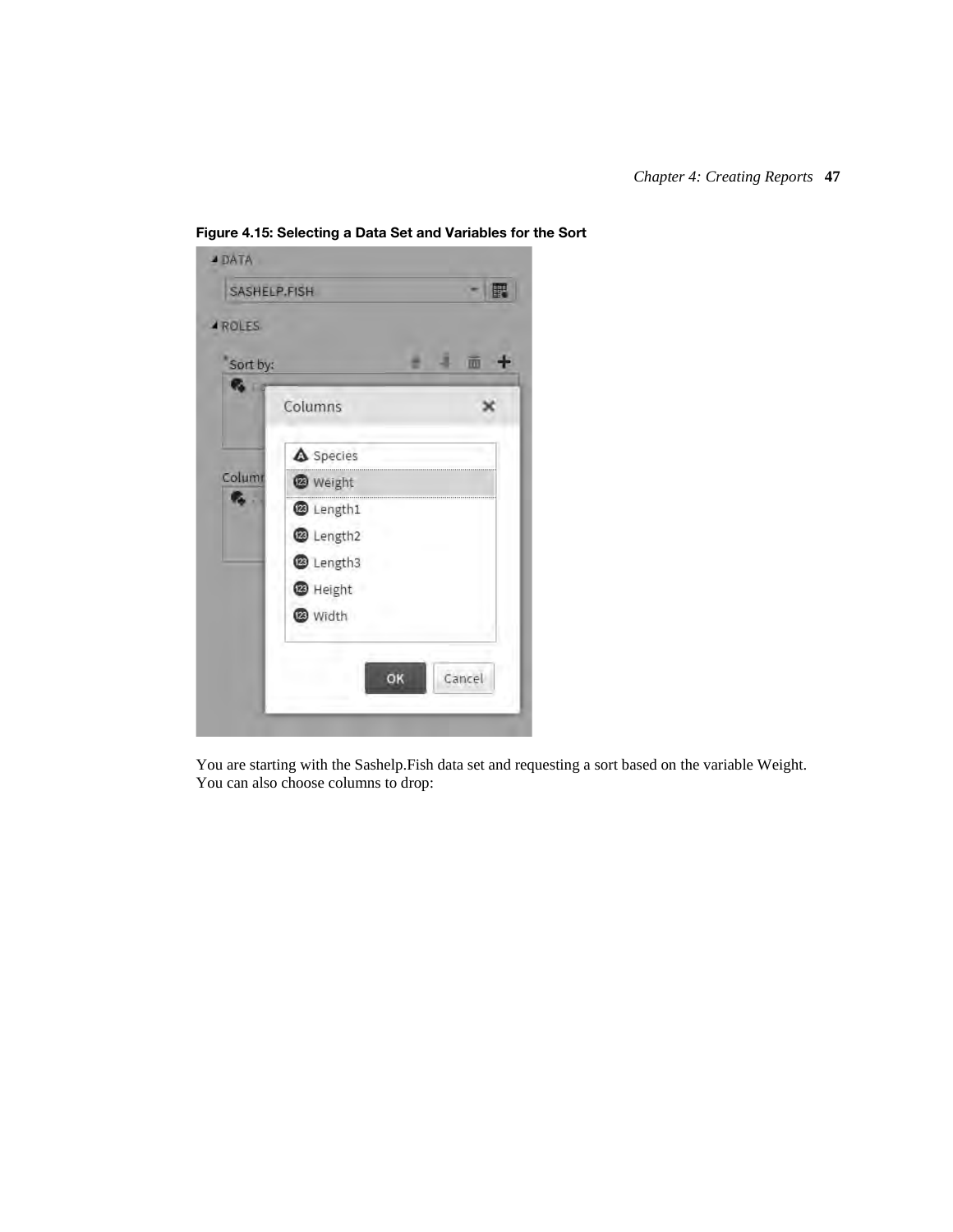**Figure 4.15: Selecting a Data Set and Variables for the Sort**

You are starting with the Sashelp.Fish data set and requesting a sort based on the variable Weight. You can also choose columns to drop: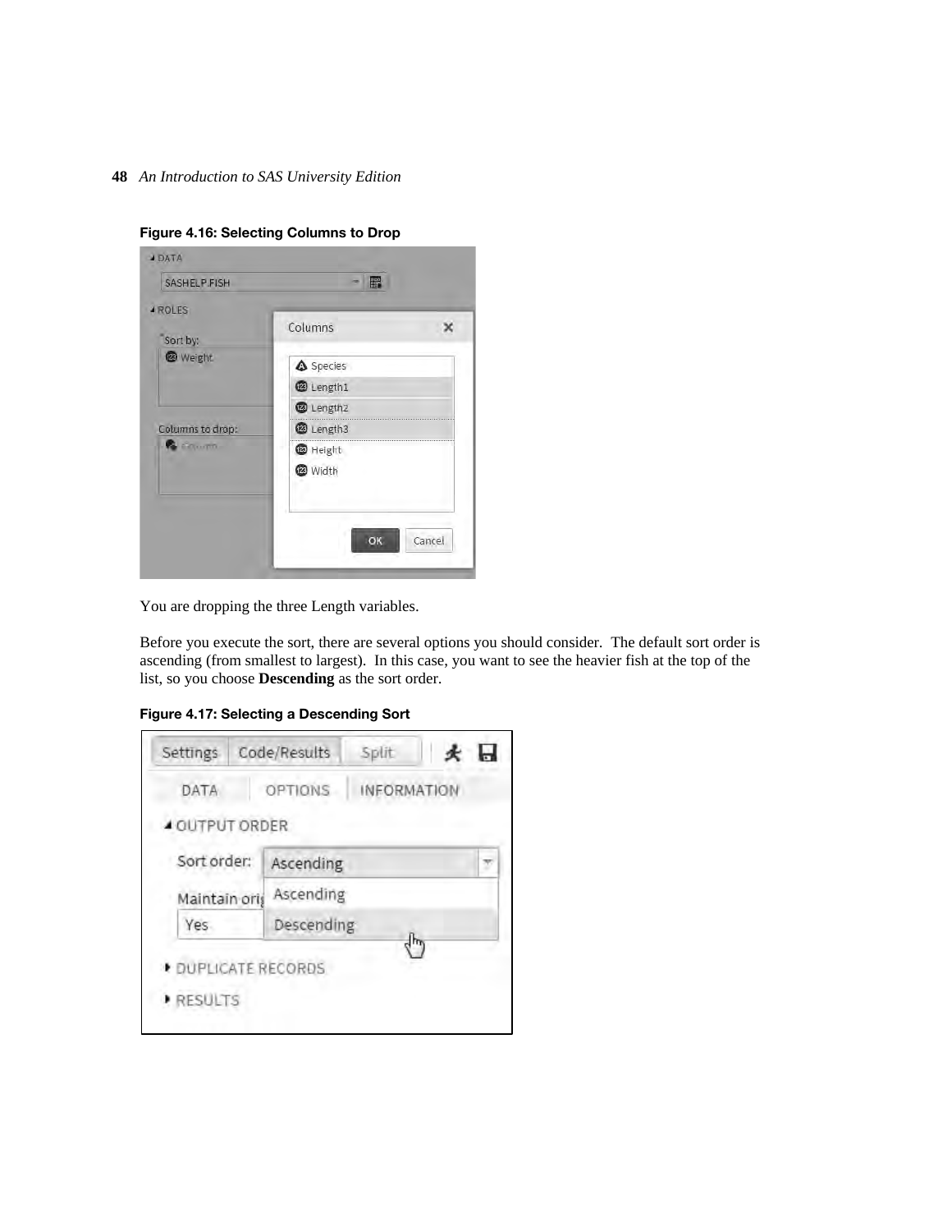**Figure 4.16: Selecting Columns to Drop**

You are dropping the three Length variables.

Before you execute the sort, there are several options you should consider. The default sort order is ascending (from smallest to largest). In this case, you want to see the heavier fish at the top of the list, so you choose **Descending** as the sort order.

**Figure 4.17: Selecting a Descending Sort**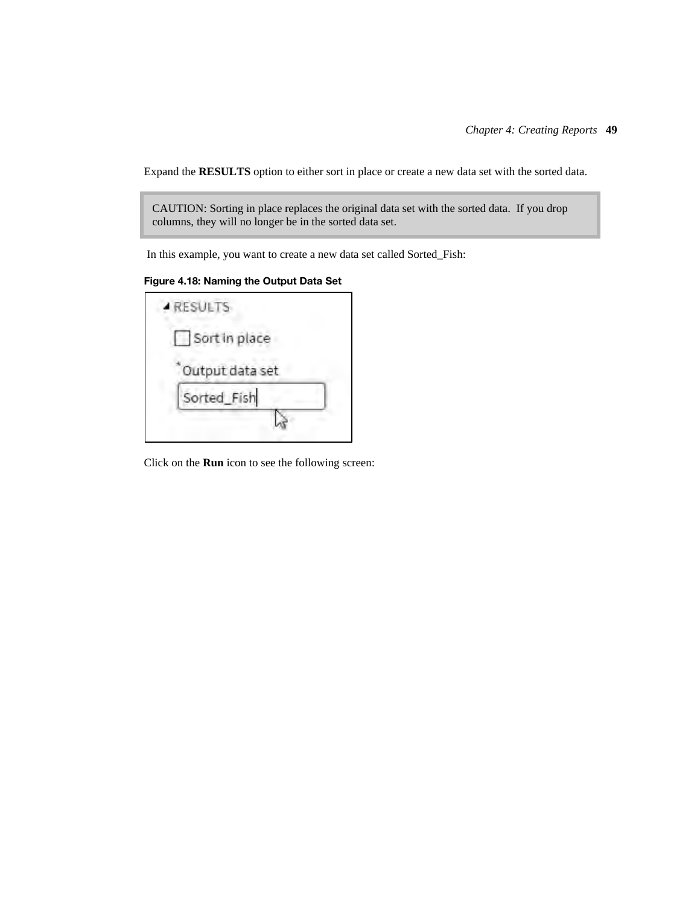Expand the **RESULTS** option to either sort in place or create a new data set with the sorted data.

> CAUTION: Sorting in place replaces the original data set with the sorted data. If you drop columns, they will no longer be in the sorted data set.

In this example, you want to create a new data set called Sorted_Fish:

**Figure 4.18: Naming the Output Data Set**

Click on the **Run** icon to see the following screen: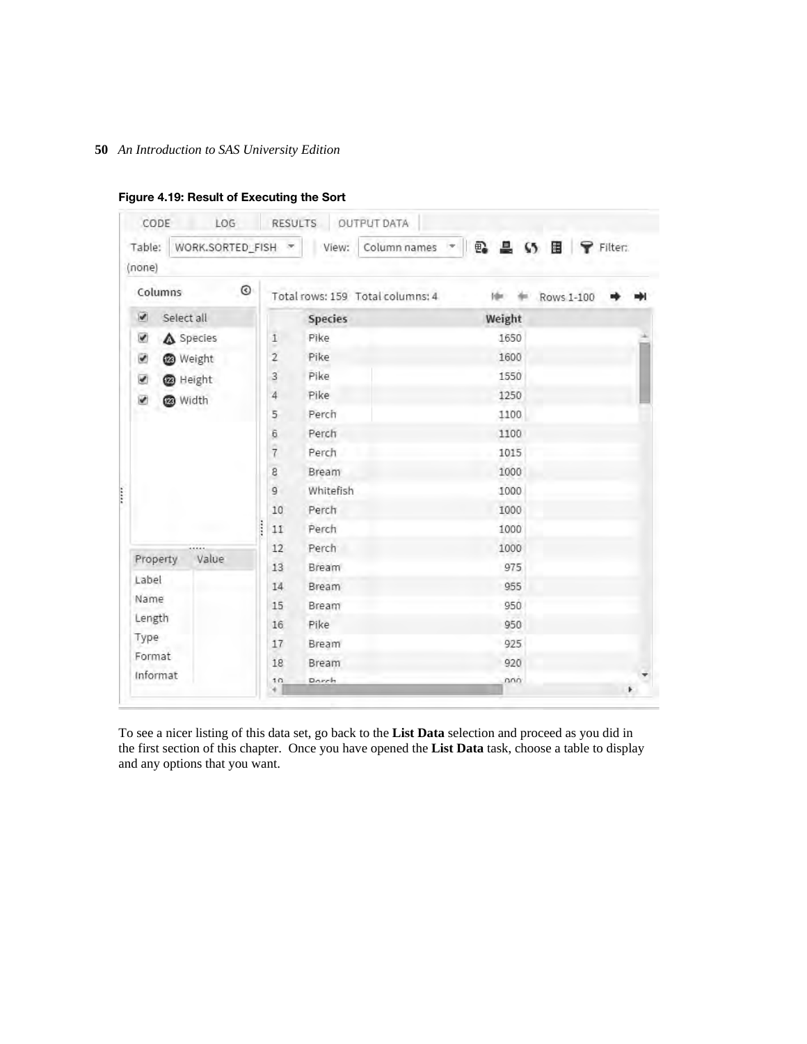**Figure 4.19: Result of Executing the Sort**

CODE LOG RESULTS OUTPUT DATA

Table: WORK.SORTED_FISH View: Column names Filter: (none)

Columns

- Select all
- Species
- Weight
- Height
- Width

| Property | Value |
|---|---|
| Label | |
| Name | |
| Length | |
| Type | |
| Format | |
| Informat | |

Total rows: 159 Total columns: 4 Rows 1-100

| | Species | Weight |
|---|---|---|
| 1 | Pike | 1650 |
| 2 | Pike | 1600 |
| 3 | Pike | 1550 |
| 4 | Pike | 1250 |
| 5 | Perch | 1100 |
| 6 | Perch | 1100 |
| 7 | Perch | 1015 |
| 8 | Bream | 1000 |
| 9 | Whitefish | 1000 |
| 10 | Perch | 1000 |
| 11 | Perch | 1000 |
| 12 | Perch | 1000 |
| 13 | Bream | 975 |
| 14 | Bream | 955 |
| 15 | Bream | 950 |
| 16 | Pike | 950 |
| 17 | Bream | 925 |
| 18 | Bream | 920 |
| 19 | Perch | 900 |

To see a nicer listing of this data set, go back to the **List Data** selection and proceed as you did in the first section of this chapter. Once you have opened the **List Data** task, choose a table to display and any options that you want.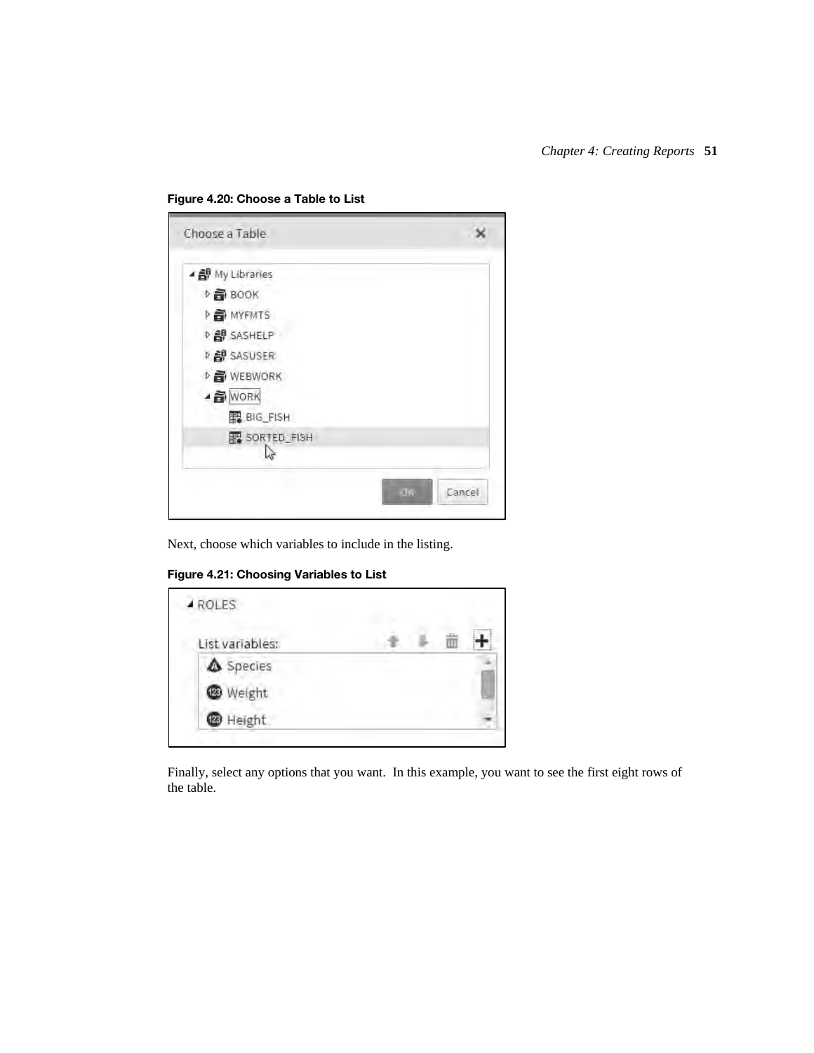**Figure 4.20: Choose a Table to List**

Next, choose which variables to include in the listing.

**Figure 4.21: Choosing Variables to List**

Finally, select any options that you want. In this example, you want to see the first eight rows of the table.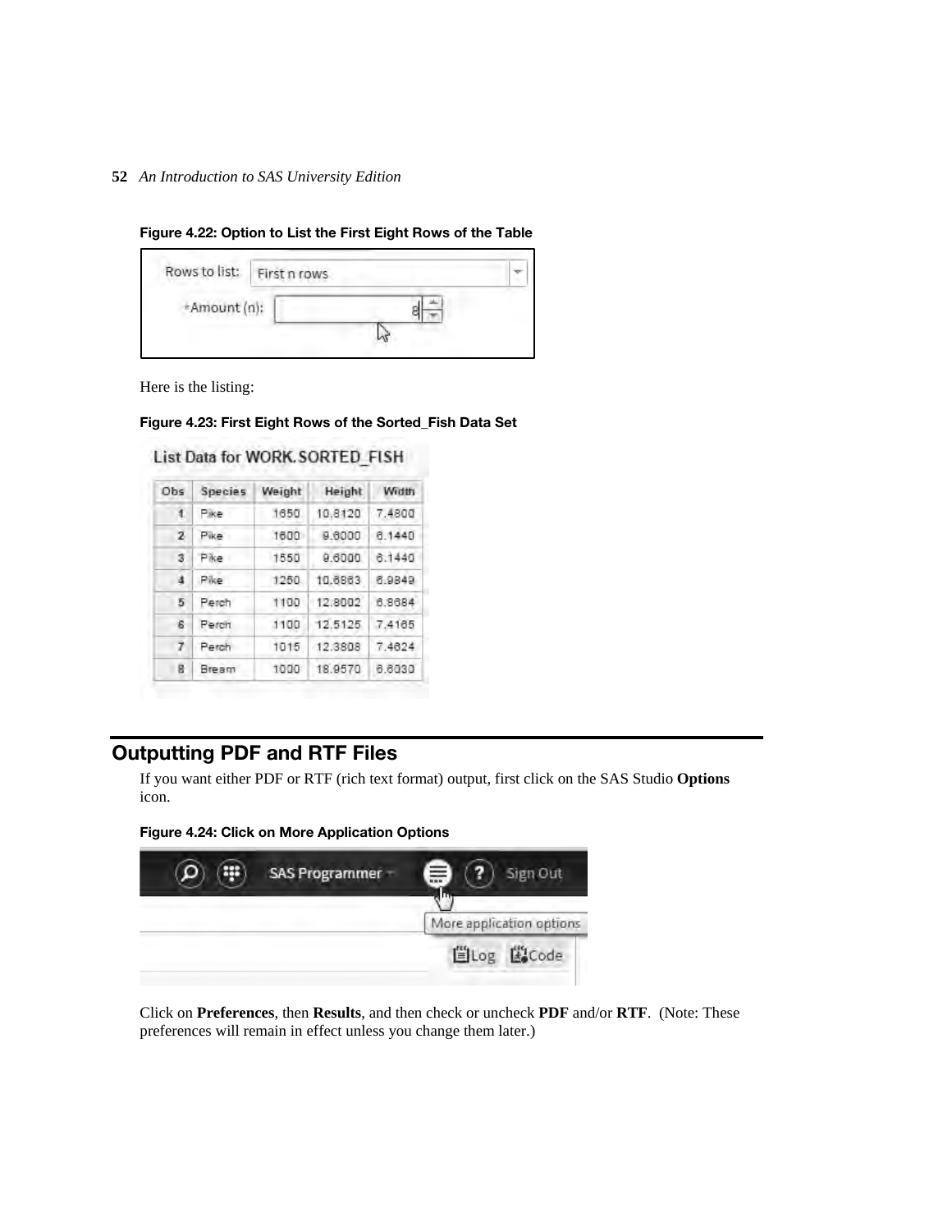**Figure 4.22: Option to List the First Eight Rows of the Table**

Rows to list: First n rows

*Amount (n): 8

Here is the listing:

**Figure 4.23: First Eight Rows of the Sorted_Fish Data Set**

List Data for WORK.SORTED_FISH

| Obs | Species | Weight | Height | Width |
|---|---|---|---|---|
| 1 | Pike | 1650 | 10.8120 | 7.4800 |
| 2 | Pike | 1600 | 9.6000 | 6.1440 |
| 3 | Pike | 1550 | 9.6000 | 6.1440 |
| 4 | Pike | 1250 | 10.6863 | 6.9849 |
| 5 | Perch | 1100 | 12.8002 | 6.8684 |
| 6 | Perch | 1100 | 12.5125 | 7.4165 |
| 7 | Perch | 1015 | 12.3808 | 7.4624 |
| 8 | Bream | 1000 | 18.9570 | 6.6030 |

## Outputting PDF and RTF Files

If you want either PDF or RTF (rich text format) output, first click on the SAS Studio **Options** icon.

**Figure 4.24: Click on More Application Options**

Click on **Preferences**, then **Results**, and then check or uncheck **PDF** and/or **RTF**. (Note: These preferences will remain in effect unless you change them later.)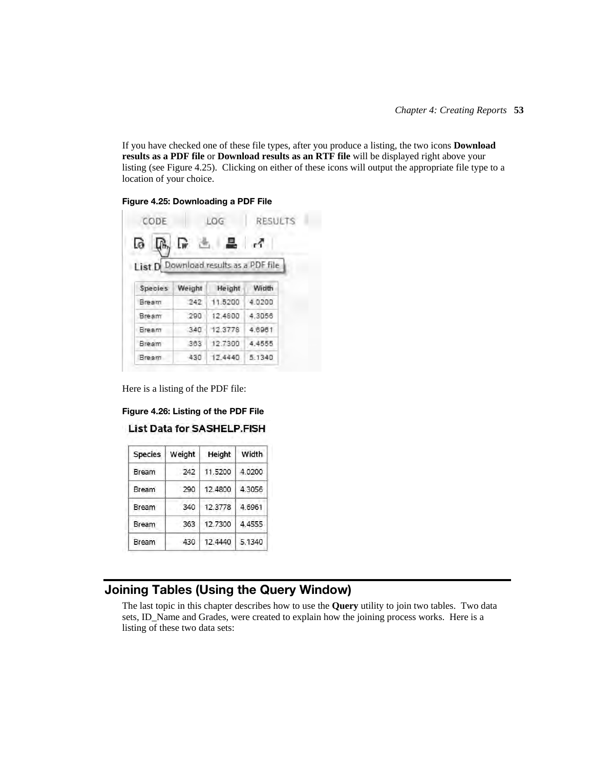If you have checked one of these file types, after you produce a listing, the two icons **Download results as a PDF file** or **Download results as an RTF file** will be displayed right above your listing (see Figure 4.25). Clicking on either of these icons will output the appropriate file type to a location of your choice.

**Figure 4.25: Downloading a PDF File**

CODE | LOG | RESULTS

List D Download results as a PDF file

| Species | Weight | Height | Width |
|---|---|---|---|
| Bream | 242 | 11.5200 | 4.0200 |
| Bream | 290 | 12.4800 | 4.3056 |
| Bream | 340 | 12.3778 | 4.6961 |
| Bream | 363 | 12.7300 | 4.4555 |
| Bream | 430 | 12.4440 | 5.1340 |

Here is a listing of the PDF file:

**Figure 4.26: Listing of the PDF File**

**List Data for SASHELP.FISH**

| Species | Weight | Height | Width |
|---|---|---|---|
| Bream | 242 | 11.5200 | 4.0200 |
| Bream | 290 | 12.4800 | 4.3056 |
| Bream | 340 | 12.3778 | 4.6961 |
| Bream | 363 | 12.7300 | 4.4555 |
| Bream | 430 | 12.4440 | 5.1340 |

## Joining Tables (Using the Query Window)

The last topic in this chapter describes how to use the **Query** utility to join two tables. Two data sets, ID_Name and Grades, were created to explain how the joining process works. Here is a listing of these two data sets: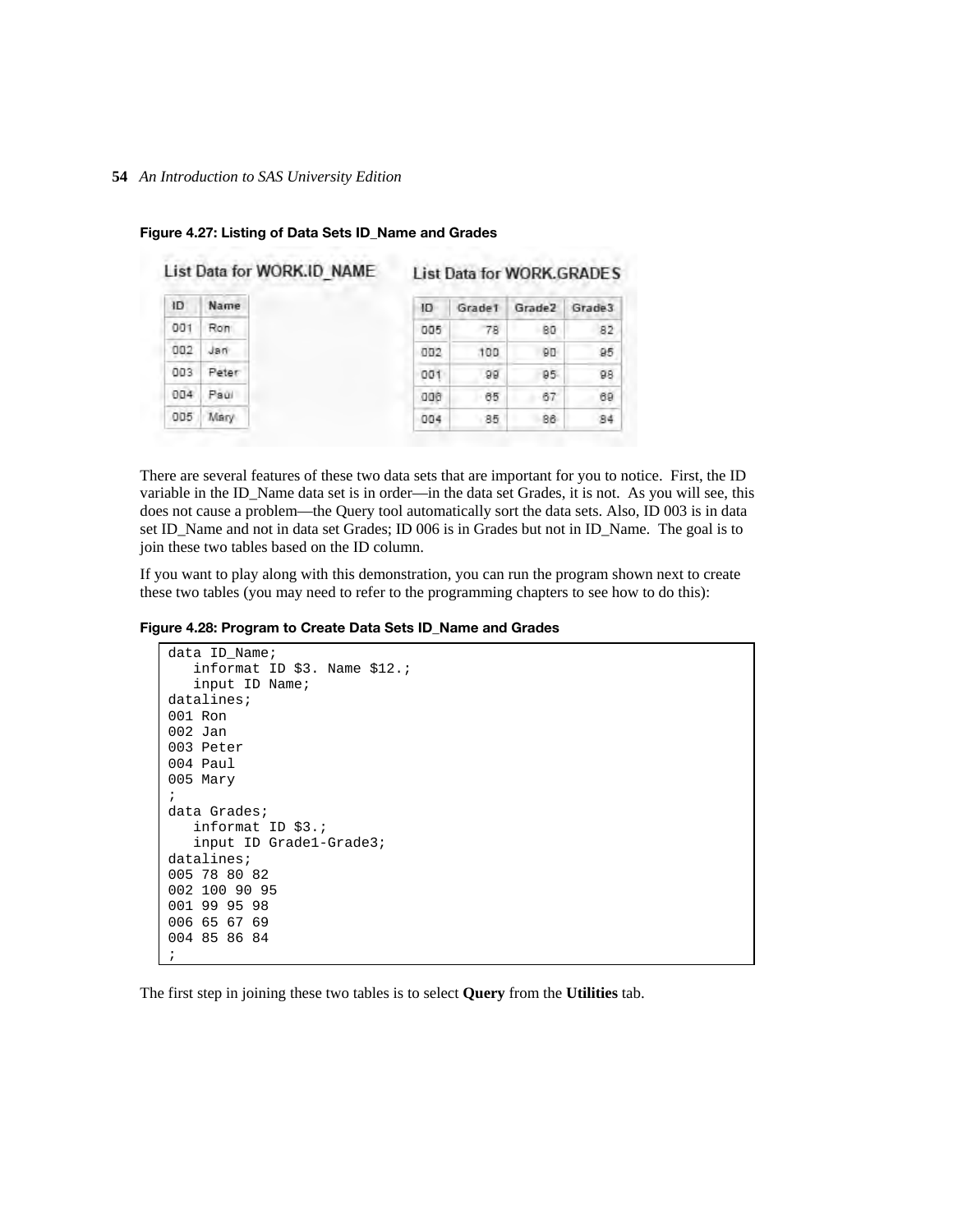**Figure 4.27: Listing of Data Sets ID_Name and Grades**

List Data for WORK.ID_NAME

| ID | Name |
|---|---|
| 001 | Ron |
| 002 | Jan |
| 003 | Peter |
| 004 | Paul |
| 005 | Mary |

List Data for WORK.GRADES

| ID | Grade1 | Grade2 | Grade3 |
|---|---|---|---|
| 005 | 78 | 80 | 82 |
| 002 | 100 | 90 | 95 |
| 001 | 99 | 95 | 98 |
| 006 | 65 | 67 | 69 |
| 004 | 85 | 86 | 84 |

There are several features of these two data sets that are important for you to notice. First, the ID variable in the ID_Name data set is in order—in the data set Grades, it is not. As you will see, this does not cause a problem—the Query tool automatically sort the data sets. Also, ID 003 is in data set ID_Name and not in data set Grades; ID 006 is in Grades but not in ID_Name. The goal is to join these two tables based on the ID column.

If you want to play along with this demonstration, you can run the program shown next to create these two tables (you may need to refer to the programming chapters to see how to do this):

**Figure 4.28: Program to Create Data Sets ID_Name and Grades**

```
data ID_Name;
   informat ID $3. Name $12.;
   input ID Name;
datalines;
001 Ron
002 Jan
003 Peter
004 Paul
005 Mary
;
data Grades;
   informat ID $3.;
   input ID Grade1-Grade3;
datalines;
005 78 80 82
002 100 90 95
001 99 95 98
006 65 67 69
004 85 86 84
;
```

The first step in joining these two tables is to select **Query** from the **Utilities** tab.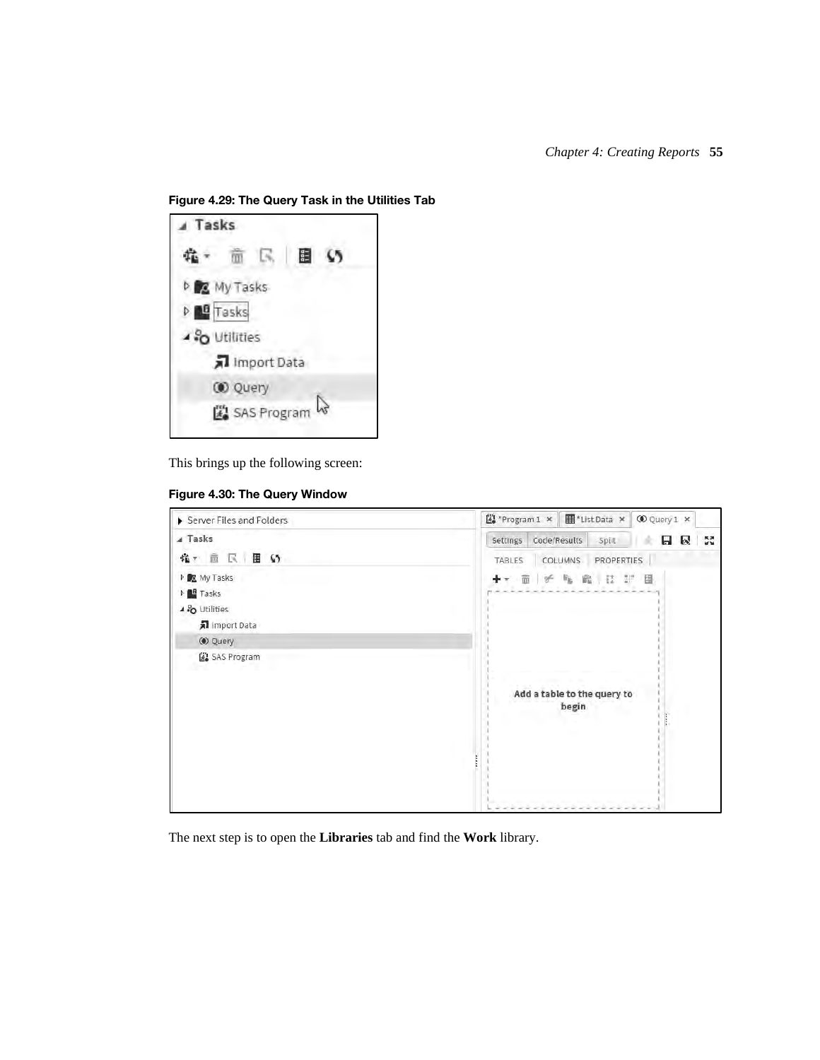**Figure 4.29: The Query Task in the Utilities Tab**

This brings up the following screen:

**Figure 4.30: The Query Window**

The next step is to open the **Libraries** tab and find the **Work** library.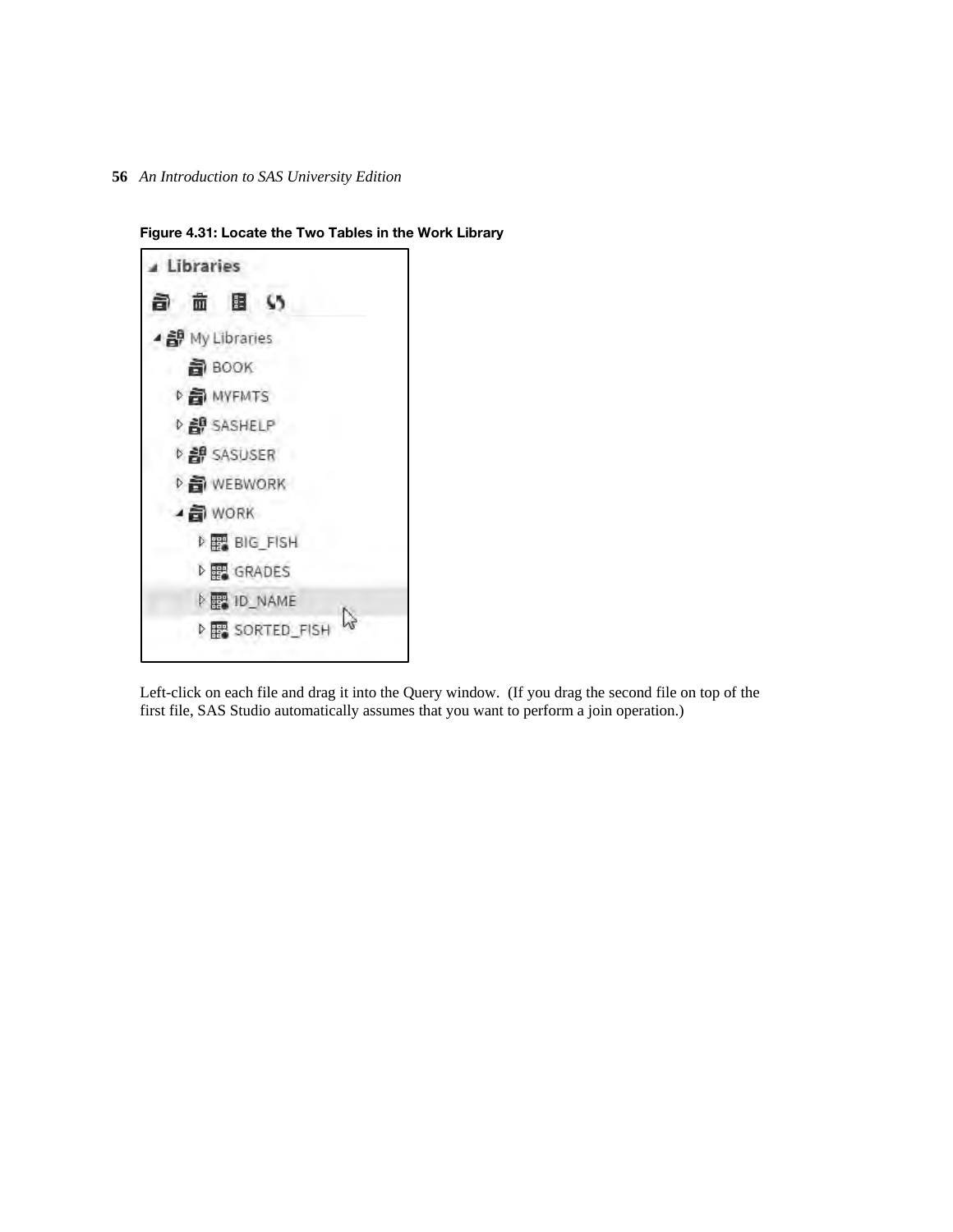**Figure 4.31: Locate the Two Tables in the Work Library**

Left-click on each file and drag it into the Query window. (If you drag the second file on top of the first file, SAS Studio automatically assumes that you want to perform a join operation.)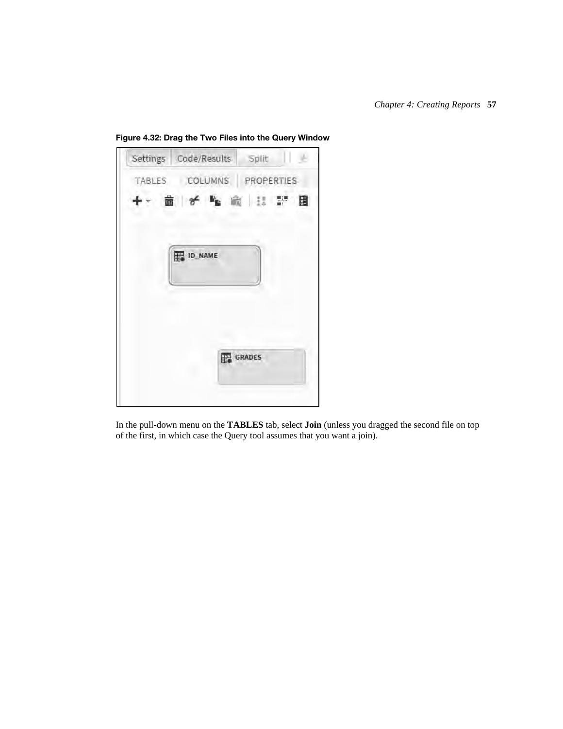**Figure 4.32: Drag the Two Files into the Query Window**

In the pull-down menu on the **TABLES** tab, select **Join** (unless you dragged the second file on top of the first, in which case the Query tool assumes that you want a join).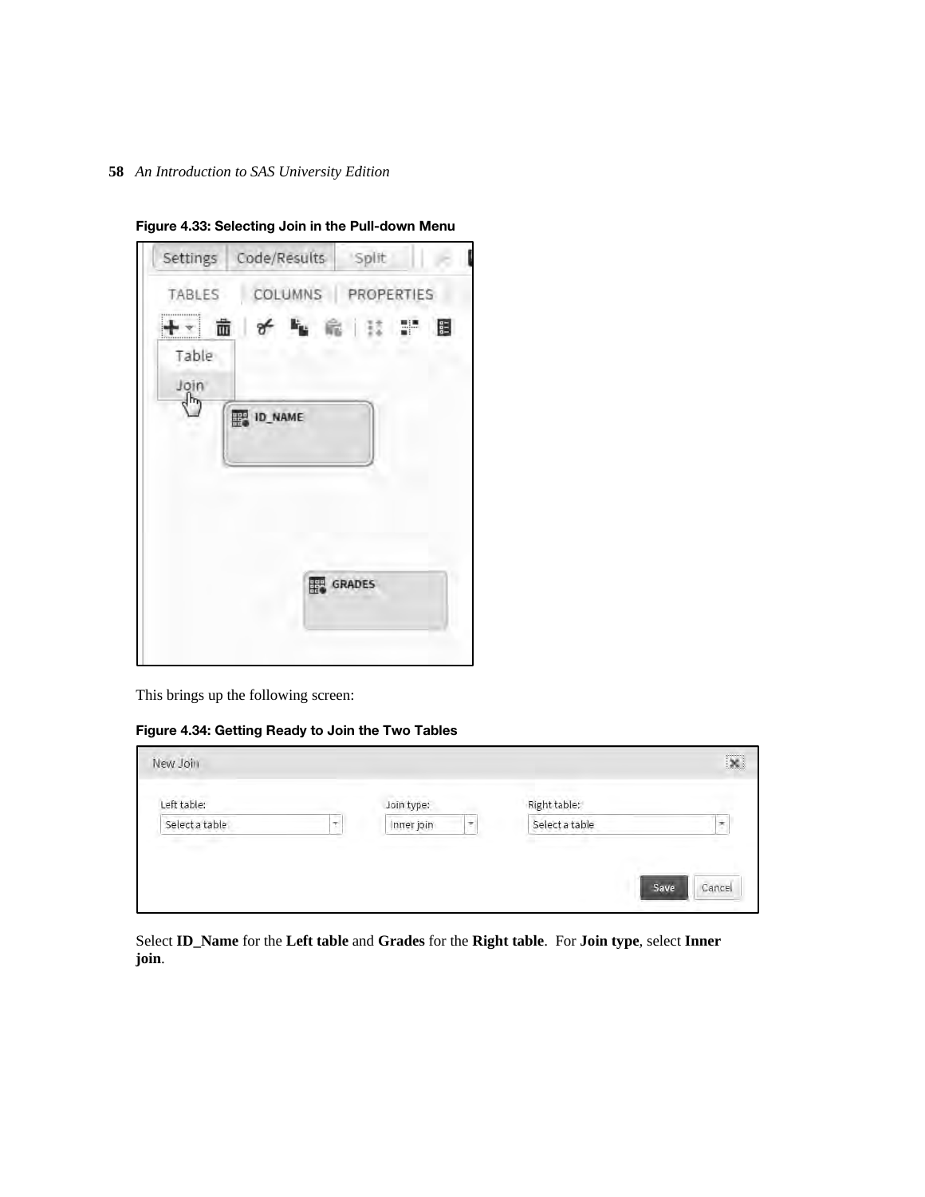**Figure 4.33: Selecting Join in the Pull-down Menu**

This brings up the following screen:

**Figure 4.34: Getting Ready to Join the Two Tables**

Select **ID_Name** for the **Left table** and **Grades** for the **Right table**. For **Join type**, select **Inner join**.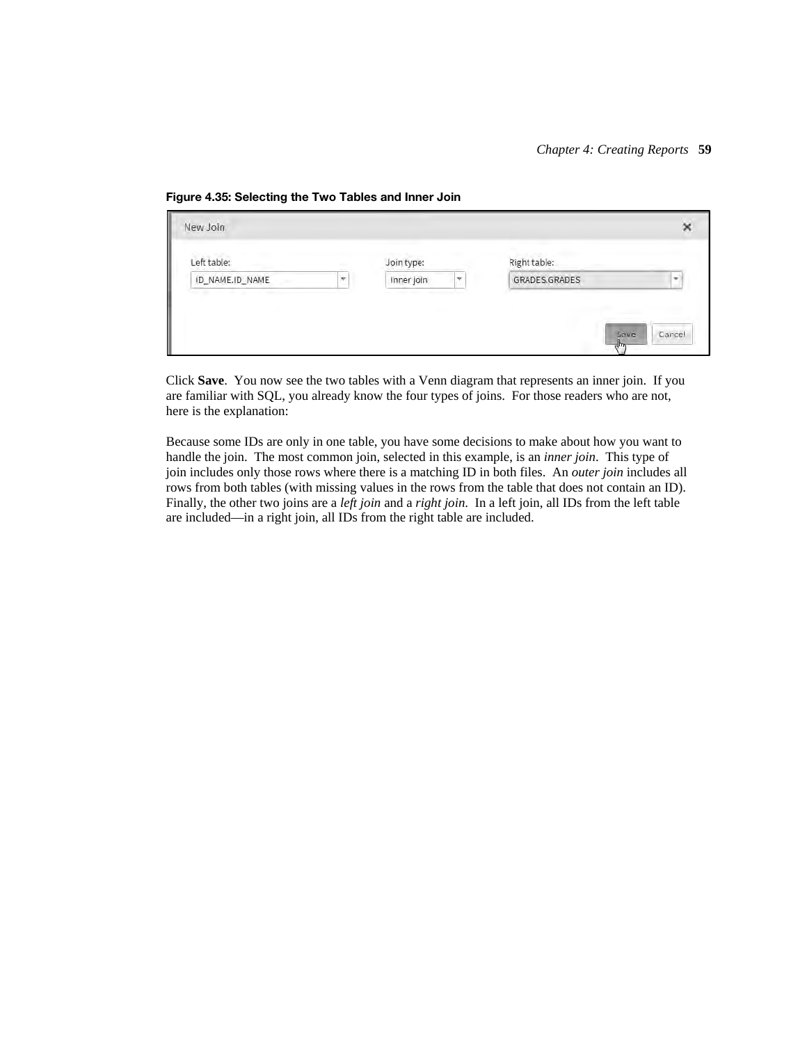**Figure 4.35: Selecting the Two Tables and Inner Join**

Click **Save**. You now see the two tables with a Venn diagram that represents an inner join. If you are familiar with SQL, you already know the four types of joins. For those readers who are not, here is the explanation:

Because some IDs are only in one table, you have some decisions to make about how you want to handle the join. The most common join, selected in this example, is an *inner join*. This type of join includes only those rows where there is a matching ID in both files. An *outer join* includes all rows from both tables (with missing values in the rows from the table that does not contain an ID). Finally, the other two joins are a *left join* and a *right join*. In a left join, all IDs from the left table are included—in a right join, all IDs from the right table are included.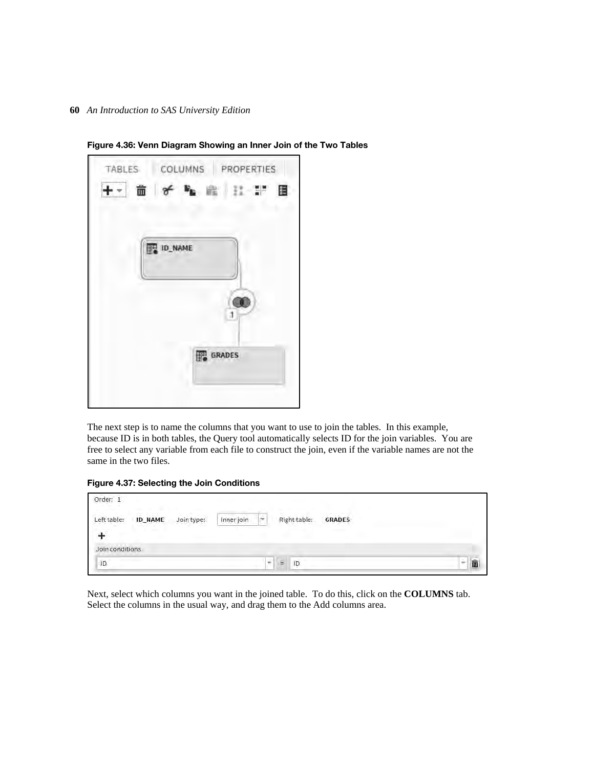**Figure 4.36: Venn Diagram Showing an Inner Join of the Two Tables**

The next step is to name the columns that you want to use to join the tables. In this example, because ID is in both tables, the Query tool automatically selects ID for the join variables. You are free to select any variable from each file to construct the join, even if the variable names are not the same in the two files.

**Figure 4.37: Selecting the Join Conditions**

Next, select which columns you want in the joined table. To do this, click on the **COLUMNS** tab. Select the columns in the usual way, and drag them to the Add columns area.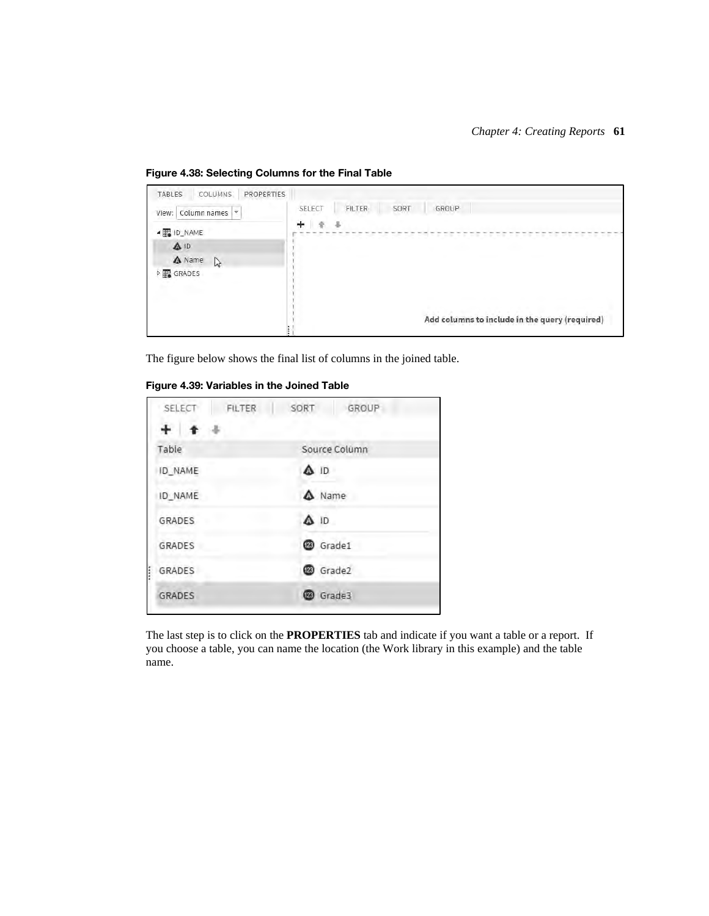**Figure 4.38: Selecting Columns for the Final Table**

The figure below shows the final list of columns in the joined table.

**Figure 4.39: Variables in the Joined Table**

The last step is to click on the **PROPERTIES** tab and indicate if you want a table or a report. If you choose a table, you can name the location (the Work library in this example) and the table name.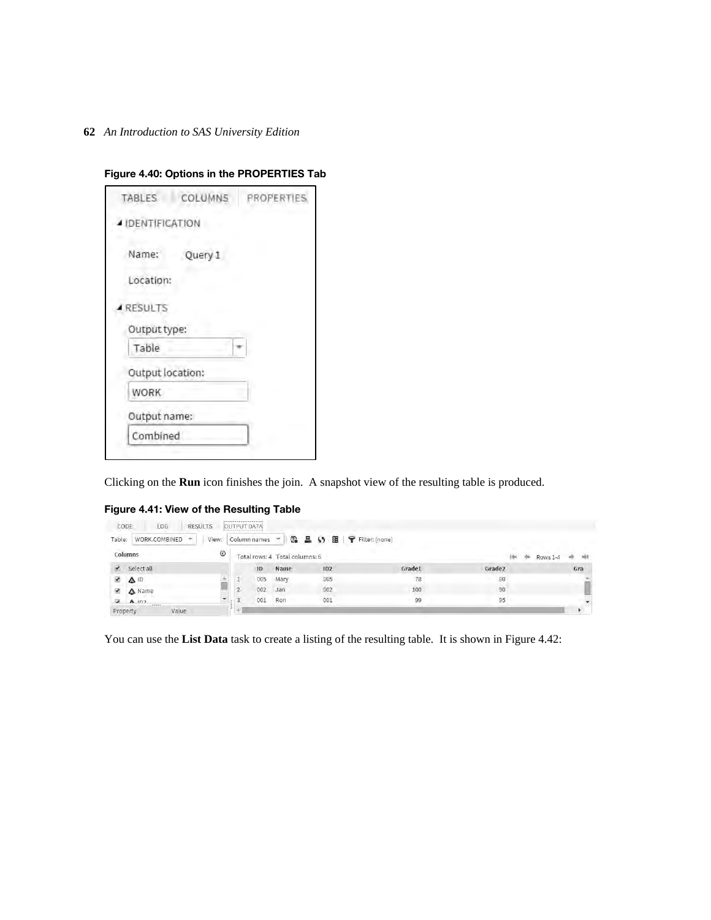**Figure 4.40: Options in the PROPERTIES Tab**

Clicking on the **Run** icon finishes the join. A snapshot view of the resulting table is produced.

**Figure 4.41: View of the Resulting Table**

You can use the **List Data** task to create a listing of the resulting table. It is shown in Figure 4.42: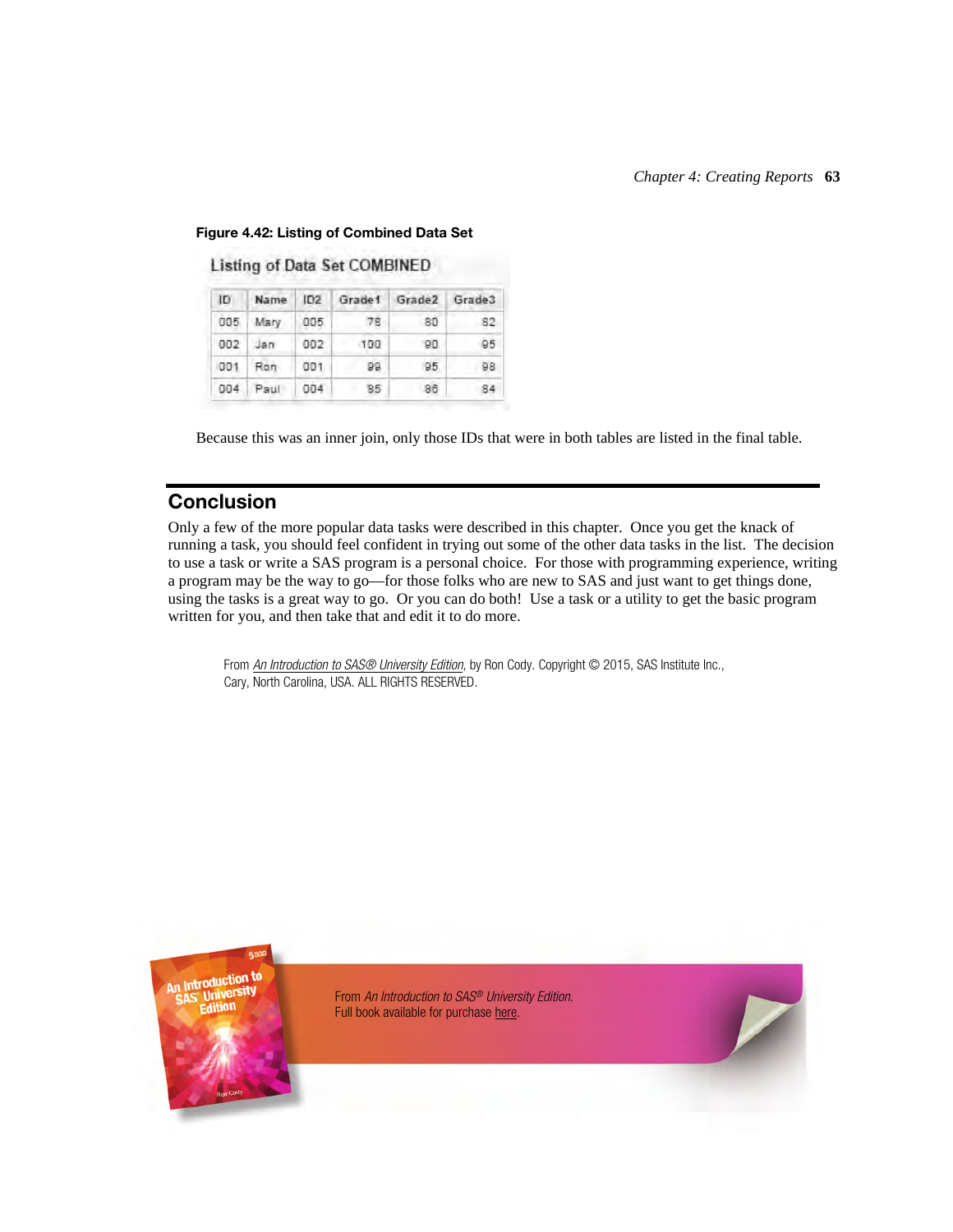**Figure 4.42: Listing of Combined Data Set**

Listing of Data Set COMBINED

| ID | Name | ID2 | Grade1 | Grade2 | Grade3 |
|---|---|---|---|---|---|
| 005 | Mary | 005 | 78 | 80 | 82 |
| 002 | Jan | 002 | 100 | 90 | 95 |
| 001 | Ron | 001 | 98 | 95 | 98 |
| 004 | Paul | 004 | 85 | 86 | 84 |

Because this was an inner join, only those IDs that were in both tables are listed in the final table.

## Conclusion

Only a few of the more popular data tasks were described in this chapter. Once you get the knack of running a task, you should feel confident in trying out some of the other data tasks in the list. The decision to use a task or write a SAS program is a personal choice. For those with programming experience, writing a program may be the way to go—for those folks who are new to SAS and just want to get things done, using the tasks is a great way to go. Or you can do both! Use a task or a utility to get the basic program written for you, and then take that and edit it to do more.

From *An Introduction to SAS® University Edition*, by Ron Cody. Copyright © 2015, SAS Institute Inc., Cary, North Carolina, USA. ALL RIGHTS RESERVED.

From *An Introduction to SAS® University Edition*.
Full book available for purchase here.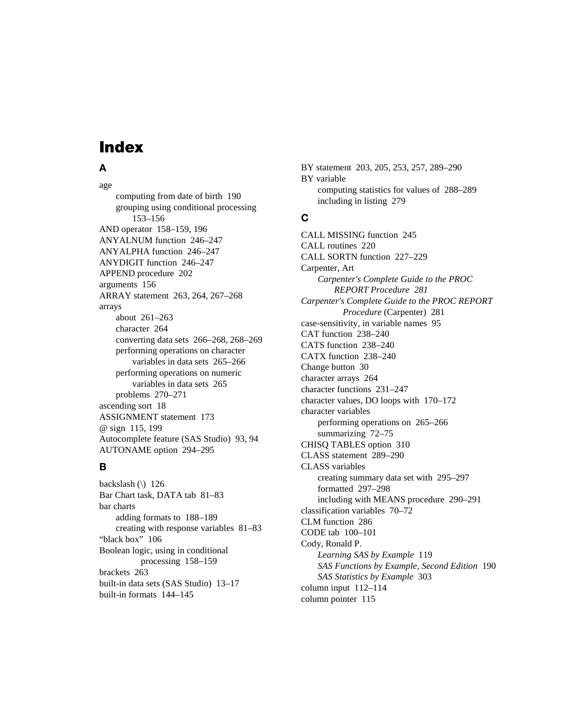# Index

## A

age
- computing from date of birth 190
- grouping using conditional processing 153–156

AND operator 158–159, 196
ANYALNUM function 246–247
ANYALPHA function 246–247
ANYDIGIT function 246–247
APPEND procedure 202
arguments 156
ARRAY statement 263, 264, 267–268
arrays
- about 261–263
- character 264
- converting data sets 266–268, 268–269
- performing operations on character variables in data sets 265–266
- performing operations on numeric variables in data sets 265
- problems 270–271

ascending sort 18
ASSIGNMENT statement 173
@ sign 115, 199
Autocomplete feature (SAS Studio) 93, 94
AUTONAME option 294–295

## B

backslash (\) 126
Bar Chart task, DATA tab 81–83
bar charts
- adding formats to 188–189
- creating with response variables 81–83

“black box” 106
Boolean logic, using in conditional processing 158–159
brackets 263
built-in data sets (SAS Studio) 13–17
built-in formats 144–145
BY statement 203, 205, 253, 257, 289–290
BY variable
- computing statistics for values of 288–289
- including in listing 279

## C

CALL MISSING function 245
CALL routines 220
CALL SORTN function 227–229
Carpenter, Art
- *Carpenter's Complete Guide to the PROC REPORT Procedure 281*

*Carpenter's Complete Guide to the PROC REPORT Procedure* (Carpenter) 281
case-sensitivity, in variable names 95
CAT function 238–240
CATS function 238–240
CATX function 238–240
Change button 30
character arrays 264
character functions 231–247
character values, DO loops with 170–172
character variables
- performing operations on 265–266
- summarizing 72–75

CHISQ TABLES option 310
CLASS statement 289–290
CLASS variables
- creating summary data set with 295–297
- formatted 297–298
- including with MEANS procedure 290–291

classification variables 70–72
CLM function 286
CODE tab 100–101
Cody, Ronald P.
- *Learning SAS by Example* 119
- *SAS Functions by Example, Second Edition* 190
- *SAS Statistics by Example* 303

column input 112–114
column pointer 115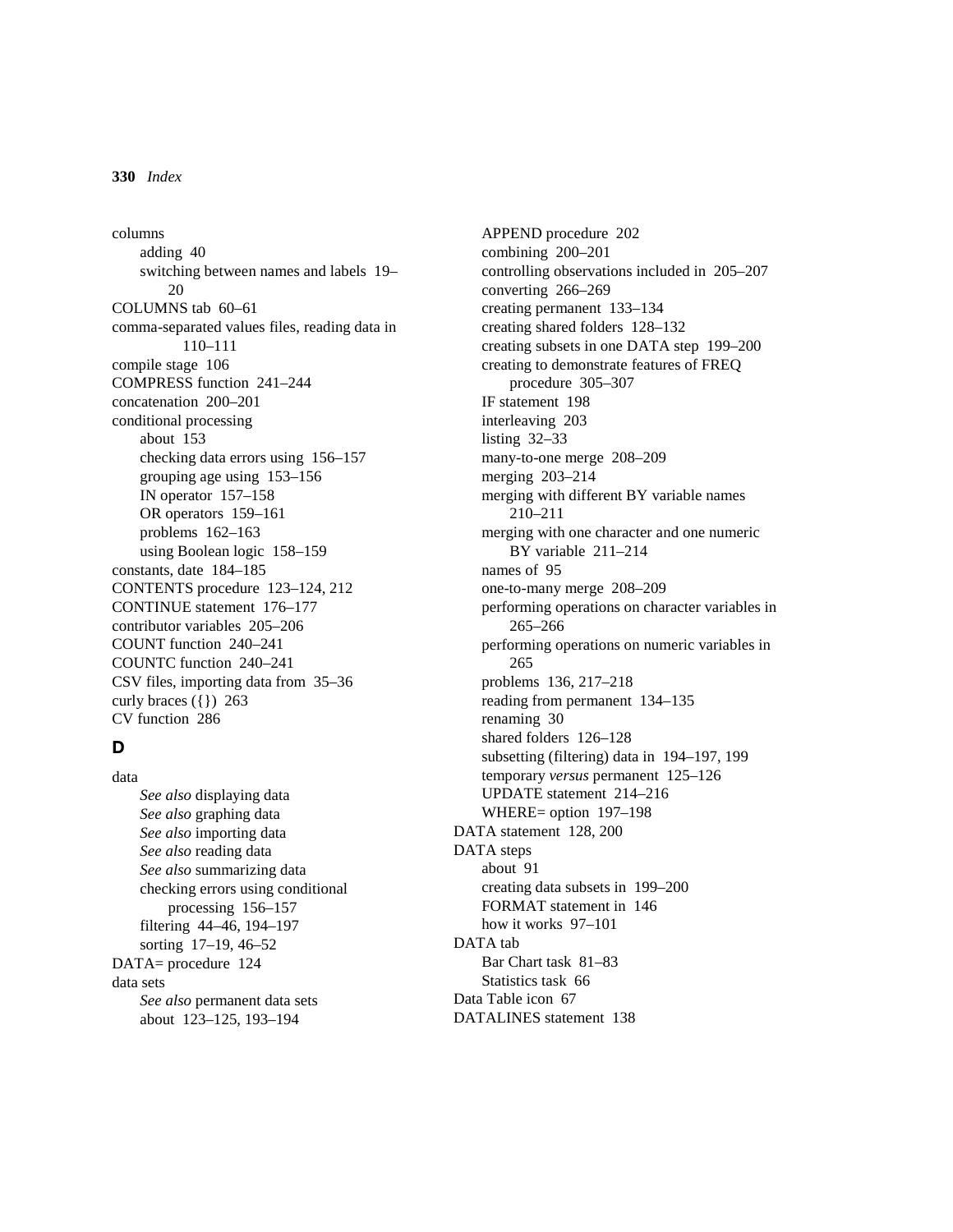columns
- adding 40
- switching between names and labels 19–20

COLUMNS tab 60–61
comma-separated values files, reading data in 110–111
compile stage 106
COMPRESS function 241–244
concatenation 200–201
conditional processing
- about 153
- checking data errors using 156–157
- grouping age using 153–156
- IN operator 157–158
- OR operators 159–161
- problems 162–163
- using Boolean logic 158–159

constants, date 184–185
CONTENTS procedure 123–124, 212
CONTINUE statement 176–177
contributor variables 205–206
COUNT function 240–241
COUNTC function 240–241
CSV files, importing data from 35–36
curly braces ({}) 263
CV function 286

## D

data
- *See also* displaying data
- *See also* graphing data
- *See also* importing data
- *See also* reading data
- *See also* summarizing data
- checking errors using conditional processing 156–157
- filtering 44–46, 194–197
- sorting 17–19, 46–52

DATA= procedure 124
data sets
- *See also* permanent data sets
- about 123–125, 193–194
- APPEND procedure 202
- combining 200–201
- controlling observations included in 205–207
- converting 266–269
- creating permanent 133–134
- creating shared folders 128–132
- creating subsets in one DATA step 199–200
- creating to demonstrate features of FREQ procedure 305–307
- IF statement 198
- interleaving 203
- listing 32–33
- many-to-one merge 208–209
- merging 203–214
- merging with different BY variable names 210–211
- merging with one character and one numeric BY variable 211–214
- names of 95
- one-to-many merge 208–209
- performing operations on character variables in 265–266
- performing operations on numeric variables in 265
- problems 136, 217–218
- reading from permanent 134–135
- renaming 30
- shared folders 126–128
- subsetting (filtering) data in 194–197, 199
- temporary *versus* permanent 125–126
- UPDATE statement 214–216
- WHERE= option 197–198

DATA statement 128, 200
DATA steps
- about 91
- creating data subsets in 199–200
- FORMAT statement in 146
- how it works 97–101

DATA tab
- Bar Chart task 81–83
- Statistics task 66

Data Table icon 67
DATALINES statement 138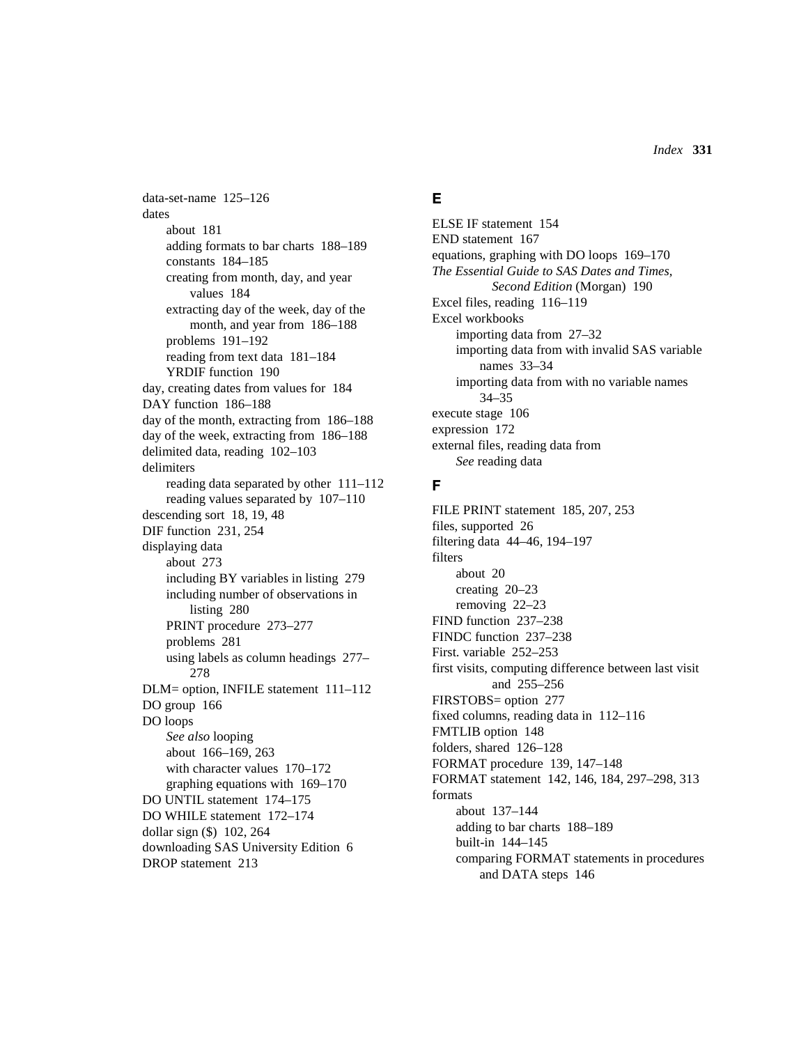data-set-name 125–126
dates
- about 181
- adding formats to bar charts 188–189
- constants 184–185
- creating from month, day, and year values 184
- extracting day of the week, day of the month, and year from 186–188
- problems 191–192
- reading from text data 181–184
- YRDIF function 190

day, creating dates from values for 184
DAY function 186–188
day of the month, extracting from 186–188
day of the week, extracting from 186–188
delimited data, reading 102–103
delimiters
- reading data separated by other 111–112
- reading values separated by 107–110

descending sort 18, 19, 48
DIF function 231, 254
displaying data
- about 273
- including BY variables in listing 279
- including number of observations in listing 280
- PRINT procedure 273–277
- problems 281
- using labels as column headings 277–278

DLM= option, INFILE statement 111–112
DO group 166
DO loops
- *See also* looping
- about 166–169, 263
- with character values 170–172
- graphing equations with 169–170

DO UNTIL statement 174–175
DO WHILE statement 172–174
dollar sign ($) 102, 264
downloading SAS University Edition 6
DROP statement 213

## E

ELSE IF statement 154
END statement 167
equations, graphing with DO loops 169–170
*The Essential Guide to SAS Dates and Times, Second Edition* (Morgan) 190
Excel files, reading 116–119
Excel workbooks
- importing data from 27–32
- importing data from with invalid SAS variable names 33–34
- importing data from with no variable names 34–35

execute stage 106
expression 172
external files, reading data from
- *See* reading data

## F

FILE PRINT statement 185, 207, 253
files, supported 26
filtering data 44–46, 194–197
filters
- about 20
- creating 20–23
- removing 22–23

FIND function 237–238
FINDC function 237–238
First. variable 252–253
first visits, computing difference between last visit and 255–256
FIRSTOBS= option 277
fixed columns, reading data in 112–116
FMTLIB option 148
folders, shared 126–128
FORMAT procedure 139, 147–148
FORMAT statement 142, 146, 184, 297–298, 313
formats
- about 137–144
- adding to bar charts 188–189
- built-in 144–145
- comparing FORMAT statements in procedures and DATA steps 146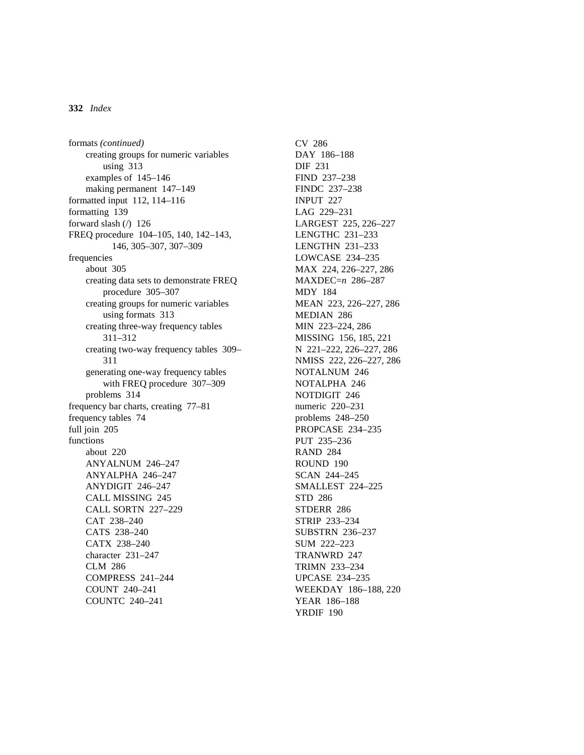formats *(continued)*
- creating groups for numeric variables using 313
- examples of 145–146
- making permanent 147–149

formatted input 112, 114–116
formatting 139
forward slash (/) 126
FREQ procedure 104–105, 140, 142–143, 146, 305–307, 307–309
frequencies
- about 305
- creating data sets to demonstrate FREQ procedure 305–307
- creating groups for numeric variables using formats 313
- creating three-way frequency tables 311–312
- creating two-way frequency tables 309–311
- generating one-way frequency tables with FREQ procedure 307–309
- problems 314

frequency bar charts, creating 77–81
frequency tables 74
full join 205
functions
- about 220
- ANYALNUM 246–247
- ANYALPHA 246–247
- ANYDIGIT 246–247
- CALL MISSING 245
- CALL SORTN 227–229
- CAT 238–240
- CATS 238–240
- CATX 238–240
- character 231–247
- CLM 286
- COMPRESS 241–244
- COUNT 240–241
- COUNTC 240–241
- CV 286
- DAY 186–188
- DIF 231
- FIND 237–238
- FINDC 237–238
- INPUT 227
- LAG 229–231
- LARGEST 225, 226–227
- LENGTHC 231–233
- LENGTHN 231–233
- LOWCASE 234–235
- MAX 224, 226–227, 286
- MAXDEC=*n* 286–287
- MDY 184
- MEAN 223, 226–227, 286
- MEDIAN 286
- MIN 223–224, 286
- MISSING 156, 185, 221
- N 221–222, 226–227, 286
- NMISS 222, 226–227, 286
- NOTALNUM 246
- NOTALPHA 246
- NOTDIGIT 246
- numeric 220–231
- problems 248–250
- PROPCASE 234–235
- PUT 235–236
- RAND 284
- ROUND 190
- SCAN 244–245
- SMALLEST 224–225
- STD 286
- STDERR 286
- STRIP 233–234
- SUBSTRN 236–237
- SUM 222–223
- TRANWRD 247
- TRIMN 233–234
- UPCASE 234–235
- WEEKDAY 186–188, 220
- YEAR 186–188
- YRDIF 190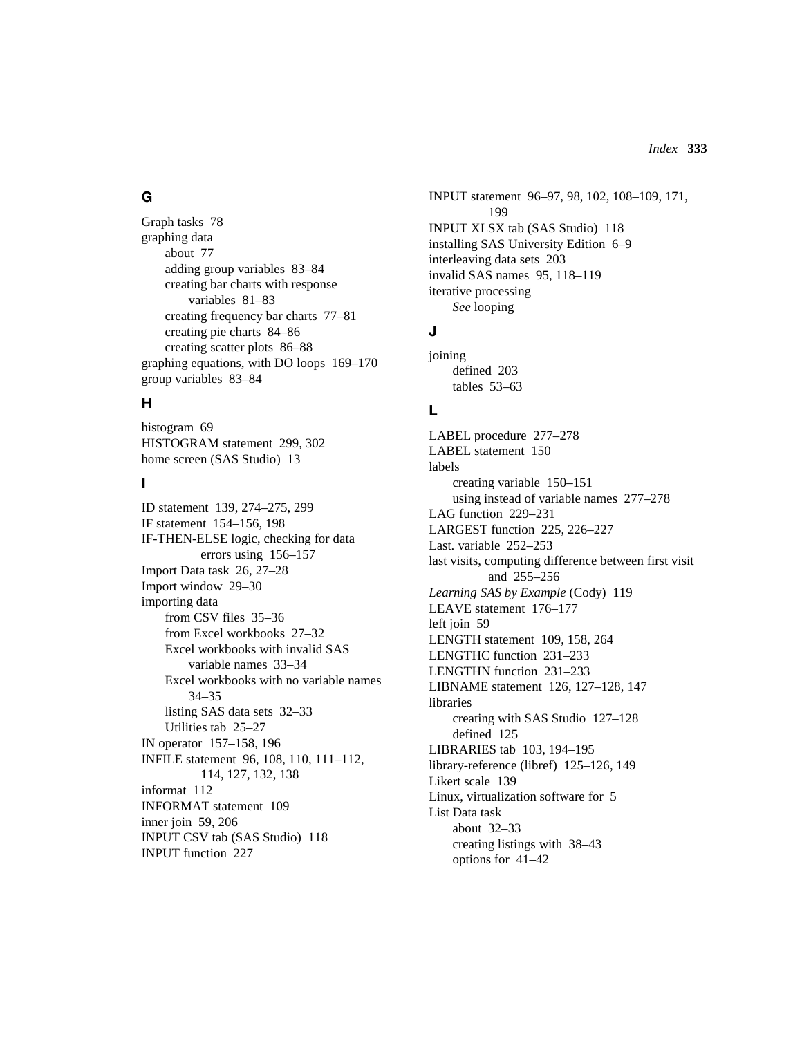## G

Graph tasks 78
graphing data
  about 77
  adding group variables 83–84
  creating bar charts with response variables 81–83
  creating frequency bar charts 77–81
  creating pie charts 84–86
  creating scatter plots 86–88
graphing equations, with DO loops 169–170
group variables 83–84

## H

histogram 69
HISTOGRAM statement 299, 302
home screen (SAS Studio) 13

## I

ID statement 139, 274–275, 299
IF statement 154–156, 198
IF-THEN-ELSE logic, checking for data errors using 156–157
Import Data task 26, 27–28
Import window 29–30
importing data
  from CSV files 35–36
  from Excel workbooks 27–32
  Excel workbooks with invalid SAS variable names 33–34
  Excel workbooks with no variable names 34–35
  listing SAS data sets 32–33
  Utilities tab 25–27
IN operator 157–158, 196
INFILE statement 96, 108, 110, 111–112, 114, 127, 132, 138
informat 112
INFORMAT statement 109
inner join 59, 206
INPUT CSV tab (SAS Studio) 118
INPUT function 227
INPUT statement 96–97, 98, 102, 108–109, 171, 199
INPUT XLSX tab (SAS Studio) 118
installing SAS University Edition 6–9
interleaving data sets 203
invalid SAS names 95, 118–119
iterative processing
  *See* looping

## J

joining
  defined 203
  tables 53–63

## L

LABEL procedure 277–278
LABEL statement 150
labels
  creating variable 150–151
  using instead of variable names 277–278
LAG function 229–231
LARGEST function 225, 226–227
Last. variable 252–253
last visits, computing difference between first visit and 255–256
*Learning SAS by Example* (Cody) 119
LEAVE statement 176–177
left join 59
LENGTH statement 109, 158, 264
LENGTHC function 231–233
LENGTHN function 231–233
LIBNAME statement 126, 127–128, 147
libraries
  creating with SAS Studio 127–128
  defined 125
LIBRARIES tab 103, 194–195
library-reference (libref) 125–126, 149
Likert scale 139
Linux, virtualization software for 5
List Data task
  about 32–33
  creating listings with 38–43
  options for 41–42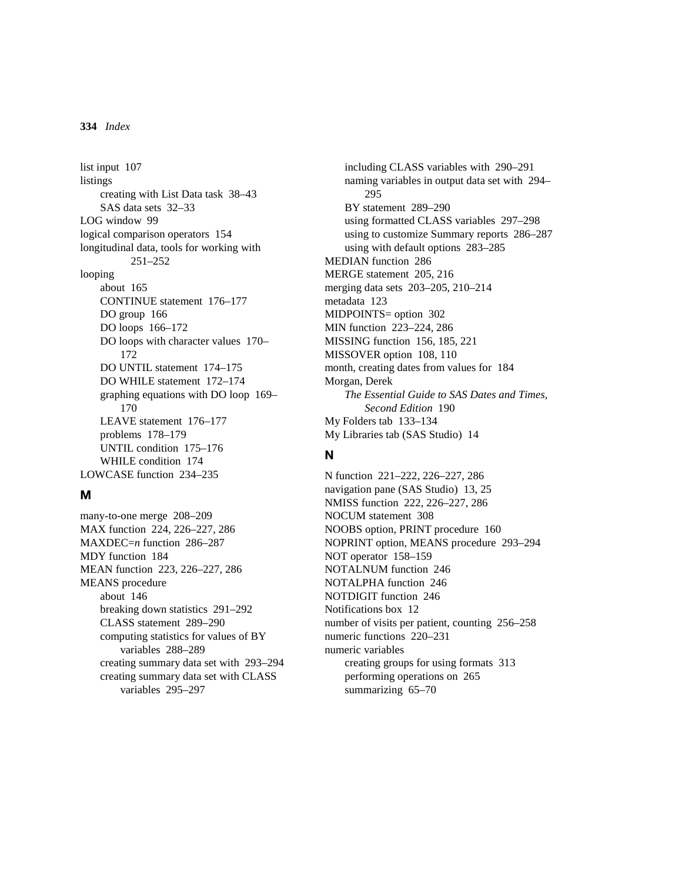list input 107
listings
- creating with List Data task 38–43
- SAS data sets 32–33

LOG window 99
logical comparison operators 154
longitudinal data, tools for working with 251–252
looping
- about 165
- CONTINUE statement 176–177
- DO group 166
- DO loops 166–172
- DO loops with character values 170–172
- DO UNTIL statement 174–175
- DO WHILE statement 172–174
- graphing equations with DO loop 169–170
- LEAVE statement 176–177
- problems 178–179
- UNTIL condition 175–176
- WHILE condition 174

LOWCASE function 234–235

## M

many-to-one merge 208–209
MAX function 224, 226–227, 286
MAXDEC=*n* function 286–287
MDY function 184
MEAN function 223, 226–227, 286
MEANS procedure
- about 146
- breaking down statistics 291–292
- CLASS statement 289–290
- computing statistics for values of BY variables 288–289
- creating summary data set with 293–294
- creating summary data set with CLASS variables 295–297
- including CLASS variables with 290–291
- naming variables in output data set with 294–295
- BY statement 289–290
- using formatted CLASS variables 297–298
- using to customize Summary reports 286–287
- using with default options 283–285

MEDIAN function 286
MERGE statement 205, 216
merging data sets 203–205, 210–214
metadata 123
MIDPOINTS= option 302
MIN function 223–224, 286
MISSING function 156, 185, 221
MISSOVER option 108, 110
month, creating dates from values for 184
Morgan, Derek
- *The Essential Guide to SAS Dates and Times, Second Edition* 190

My Folders tab 133–134
My Libraries tab (SAS Studio) 14

## N

N function 221–222, 226–227, 286
navigation pane (SAS Studio) 13, 25
NMISS function 222, 226–227, 286
NOCUM statement 308
NOOBS option, PRINT procedure 160
NOPRINT option, MEANS procedure 293–294
NOT operator 158–159
NOTALNUM function 246
NOTALPHA function 246
NOTDIGIT function 246
Notifications box 12
number of visits per patient, counting 256–258
numeric functions 220–231
numeric variables
- creating groups for using formats 313
- performing operations on 265
- summarizing 65–70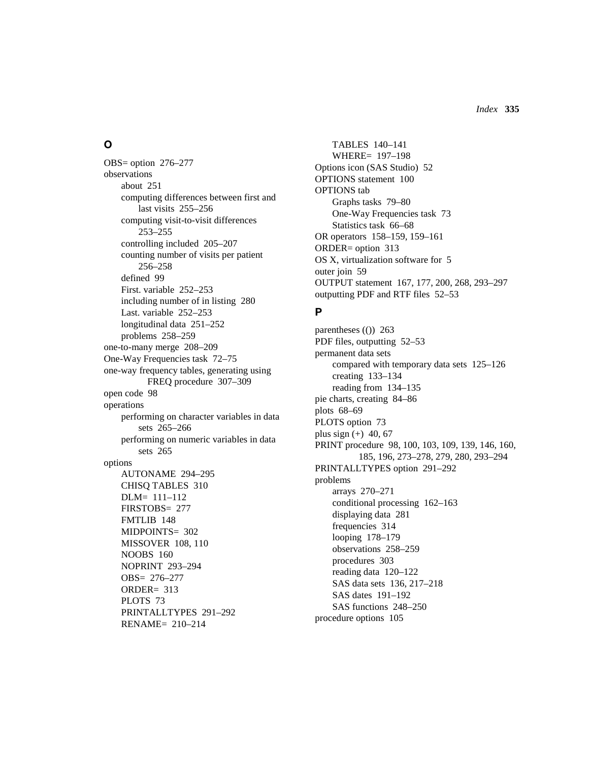## O

OBS= option 276–277
observations
- about 251
- computing differences between first and last visits 255–256
- computing visit-to-visit differences 253–255
- controlling included 205–207
- counting number of visits per patient 256–258
- defined 99
- First. variable 252–253
- including number of in listing 280
- Last. variable 252–253
- longitudinal data 251–252
- problems 258–259

one-to-many merge 208–209
One-Way Frequencies task 72–75
one-way frequency tables, generating using FREQ procedure 307–309
open code 98
operations
- performing on character variables in data sets 265–266
- performing on numeric variables in data sets 265

options
- AUTONAME 294–295
- CHISQ TABLES 310
- DLM= 111–112
- FIRSTOBS= 277
- FMTLIB 148
- MIDPOINTS= 302
- MISSOVER 108, 110
- NOOBS 160
- NOPRINT 293–294
- OBS= 276–277
- ORDER= 313
- PLOTS 73
- PRINTALLTYPES 291–292
- RENAME= 210–214
- TABLES 140–141
- WHERE= 197–198

Options icon (SAS Studio) 52
OPTIONS statement 100
OPTIONS tab
- Graphs tasks 79–80
- One-Way Frequencies task 73
- Statistics task 66–68

OR operators 158–159, 159–161
ORDER= option 313
OS X, virtualization software for 5
outer join 59
OUTPUT statement 167, 177, 200, 268, 293–297
outputting PDF and RTF files 52–53

## P

parentheses (()) 263
PDF files, outputting 52–53
permanent data sets
- compared with temporary data sets 125–126
- creating 133–134
- reading from 134–135

pie charts, creating 84–86
plots 68–69
PLOTS option 73
plus sign (+) 40, 67
PRINT procedure 98, 100, 103, 109, 139, 146, 160, 185, 196, 273–278, 279, 280, 293–294
PRINTALLTYPES option 291–292
problems
- arrays 270–271
- conditional processing 162–163
- displaying data 281
- frequencies 314
- looping 178–179
- observations 258–259
- procedures 303
- reading data 120–122
- SAS data sets 136, 217–218
- SAS dates 191–192
- SAS functions 248–250

procedure options 105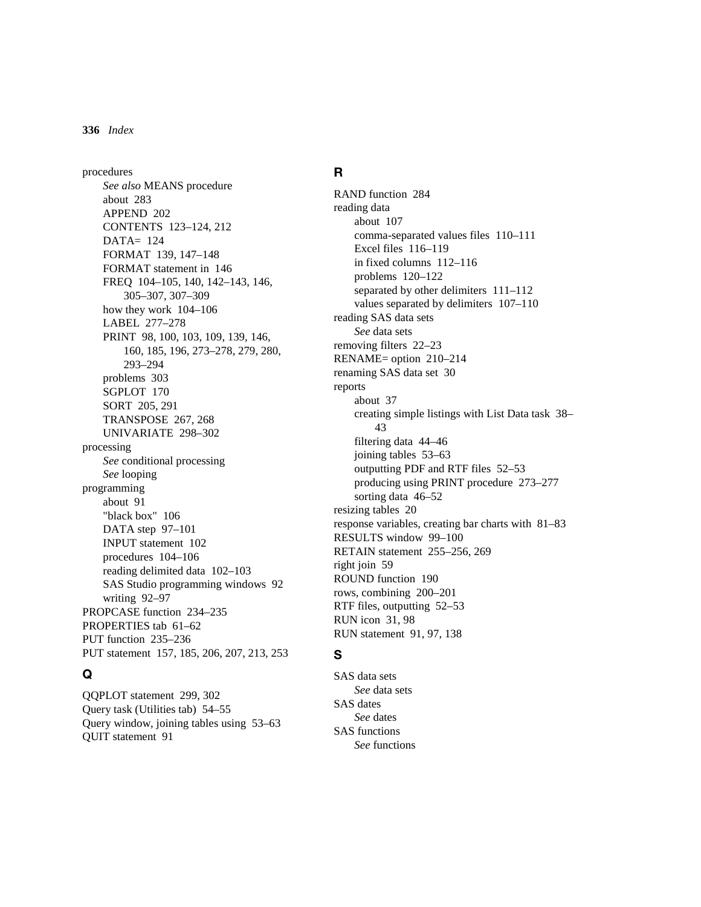procedures
- *See also* MEANS procedure
- about 283
- APPEND 202
- CONTENTS 123–124, 212
- DATA= 124
- FORMAT 139, 147–148
- FORMAT statement in 146
- FREQ 104–105, 140, 142–143, 146, 305–307, 307–309
- how they work 104–106
- LABEL 277–278
- PRINT 98, 100, 103, 109, 139, 146, 160, 185, 196, 273–278, 279, 280, 293–294
- problems 303
- SGPLOT 170
- SORT 205, 291
- TRANSPOSE 267, 268
- UNIVARIATE 298–302

processing
- *See* conditional processing
- *See* looping

programming
- about 91
- "black box" 106
- DATA step 97–101
- INPUT statement 102
- procedures 104–106
- reading delimited data 102–103
- SAS Studio programming windows 92
- writing 92–97

PROPCASE function 234–235
PROPERTIES tab 61–62
PUT function 235–236
PUT statement 157, 185, 206, 207, 213, 253

## Q

QQPLOT statement 299, 302
Query task (Utilities tab) 54–55
Query window, joining tables using 53–63
QUIT statement 91

## R

RAND function 284
reading data
- about 107
- comma-separated values files 110–111
- Excel files 116–119
- in fixed columns 112–116
- problems 120–122
- separated by other delimiters 111–112
- values separated by delimiters 107–110

reading SAS data sets
- *See* data sets

removing filters 22–23
RENAME= option 210–214
renaming SAS data set 30
reports
- about 37
- creating simple listings with List Data task 38–43
- filtering data 44–46
- joining tables 53–63
- outputting PDF and RTF files 52–53
- producing using PRINT procedure 273–277
- sorting data 46–52

resizing tables 20
response variables, creating bar charts with 81–83
RESULTS window 99–100
RETAIN statement 255–256, 269
right join 59
ROUND function 190
rows, combining 200–201
RTF files, outputting 52–53
RUN icon 31, 98
RUN statement 91, 97, 138

## S

SAS data sets
- *See* data sets

SAS dates
- *See* dates

SAS functions
- *See* functions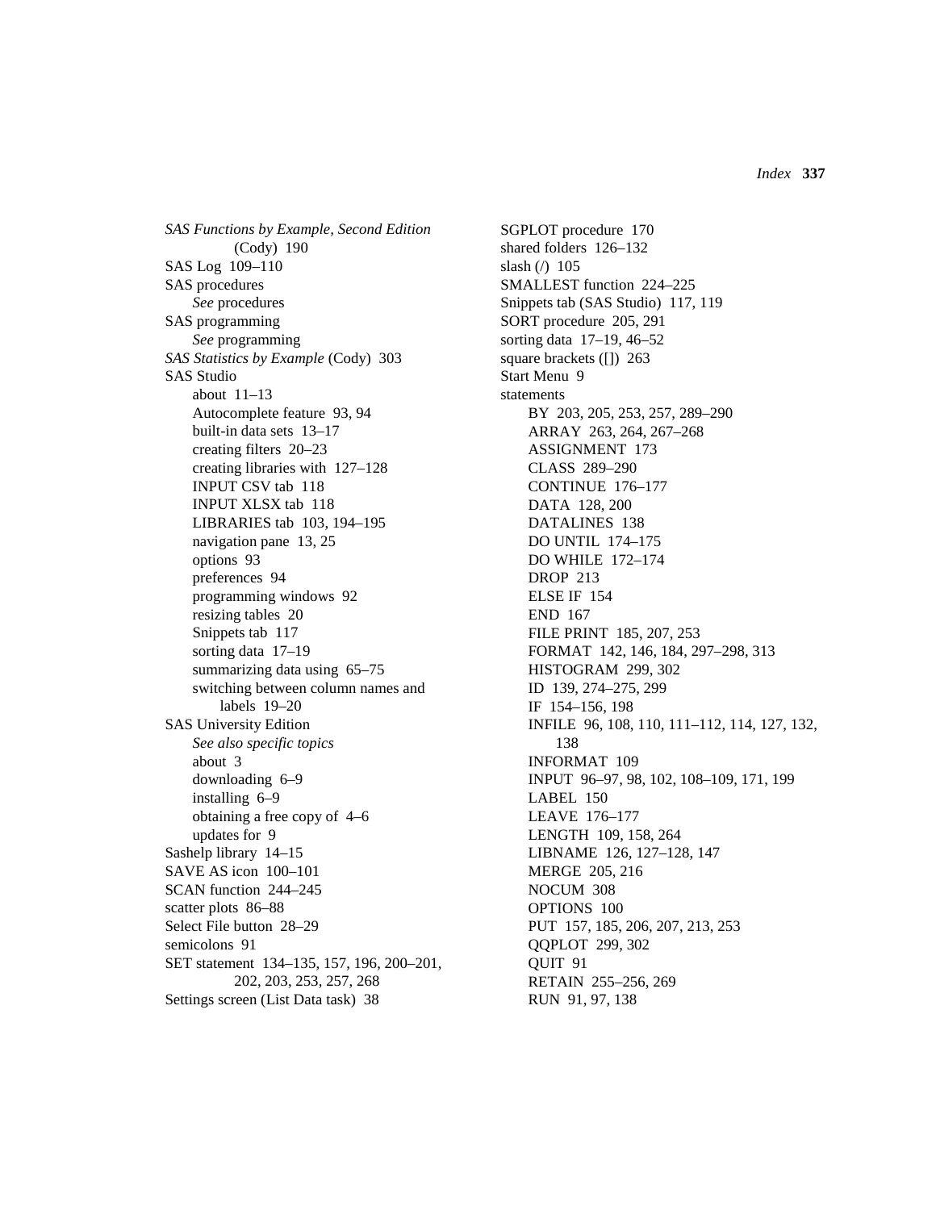*SAS Functions by Example, Second Edition* (Cody) 190
SAS Log 109–110
SAS procedures
- *See* procedures

SAS programming
- *See* programming

*SAS Statistics by Example* (Cody) 303
SAS Studio
- about 11–13
- Autocomplete feature 93, 94
- built-in data sets 13–17
- creating filters 20–23
- creating libraries with 127–128
- INPUT CSV tab 118
- INPUT XLSX tab 118
- LIBRARIES tab 103, 194–195
- navigation pane 13, 25
- options 93
- preferences 94
- programming windows 92
- resizing tables 20
- Snippets tab 117
- sorting data 17–19
- summarizing data using 65–75
- switching between column names and labels 19–20

SAS University Edition
- *See also specific topics*
- about 3
- downloading 6–9
- installing 6–9
- obtaining a free copy of 4–6
- updates for 9

Sashelp library 14–15
SAVE AS icon 100–101
SCAN function 244–245
scatter plots 86–88
Select File button 28–29
semicolons 91
SET statement 134–135, 157, 196, 200–201, 202, 203, 253, 257, 268
Settings screen (List Data task) 38
SGPLOT procedure 170
shared folders 126–132
slash (/) 105
SMALLEST function 224–225
Snippets tab (SAS Studio) 117, 119
SORT procedure 205, 291
sorting data 17–19, 46–52
square brackets ([]) 263
Start Menu 9
statements
- BY 203, 205, 253, 257, 289–290
- ARRAY 263, 264, 267–268
- ASSIGNMENT 173
- CLASS 289–290
- CONTINUE 176–177
- DATA 128, 200
- DATALINES 138
- DO UNTIL 174–175
- DO WHILE 172–174
- DROP 213
- ELSE IF 154
- END 167
- FILE PRINT 185, 207, 253
- FORMAT 142, 146, 184, 297–298, 313
- HISTOGRAM 299, 302
- ID 139, 274–275, 299
- IF 154–156, 198
- INFILE 96, 108, 110, 111–112, 114, 127, 132, 138
- INFORMAT 109
- INPUT 96–97, 98, 102, 108–109, 171, 199
- LABEL 150
- LEAVE 176–177
- LENGTH 109, 158, 264
- LIBNAME 126, 127–128, 147
- MERGE 205, 216
- NOCUM 308
- OPTIONS 100
- PUT 157, 185, 206, 207, 213, 253
- QQPLOT 299, 302
- QUIT 91
- RETAIN 255–256, 269
- RUN 91, 97, 138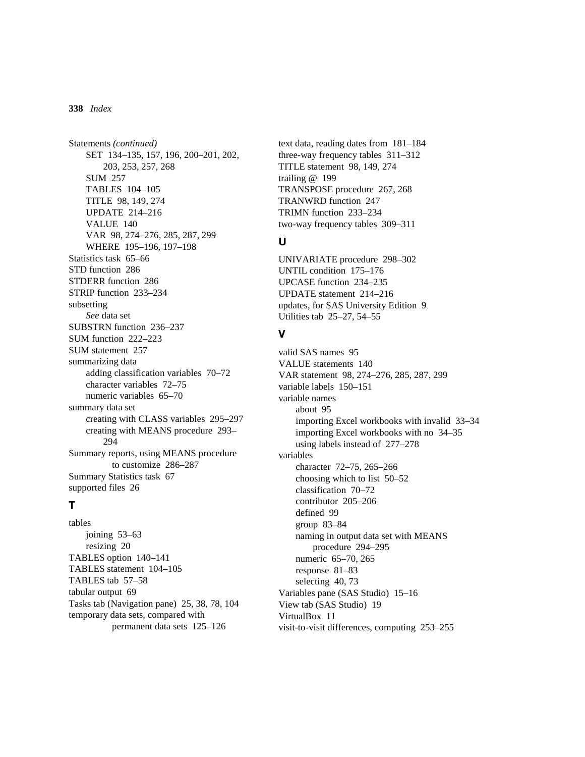Statements *(continued)*
- SET 134–135, 157, 196, 200–201, 202, 203, 253, 257, 268
- SUM 257
- TABLES 104–105
- TITLE 98, 149, 274
- UPDATE 214–216
- VALUE 140
- VAR 98, 274–276, 285, 287, 299
- WHERE 195–196, 197–198

Statistics task 65–66
STD function 286
STDERR function 286
STRIP function 233–234
subsetting
- *See* data set

SUBSTRN function 236–237
SUM function 222–223
SUM statement 257
summarizing data
- adding classification variables 70–72
- character variables 72–75
- numeric variables 65–70

summary data set
- creating with CLASS variables 295–297
- creating with MEANS procedure 293–294

Summary reports, using MEANS procedure to customize 286–287
Summary Statistics task 67
supported files 26

## T

tables
- joining 53–63
- resizing 20

TABLES option 140–141
TABLES statement 104–105
TABLES tab 57–58
tabular output 69
Tasks tab (Navigation pane) 25, 38, 78, 104
temporary data sets, compared with permanent data sets 125–126
text data, reading dates from 181–184
three-way frequency tables 311–312
TITLE statement 98, 149, 274
trailing @ 199
TRANSPOSE procedure 267, 268
TRANWRD function 247
TRIMN function 233–234
two-way frequency tables 309–311

## U

UNIVARIATE procedure 298–302
UNTIL condition 175–176
UPCASE function 234–235
UPDATE statement 214–216
updates, for SAS University Edition 9
Utilities tab 25–27, 54–55

## V

valid SAS names 95
VALUE statements 140
VAR statement 98, 274–276, 285, 287, 299
variable labels 150–151
variable names
- about 95
- importing Excel workbooks with invalid 33–34
- importing Excel workbooks with no 34–35
- using labels instead of 277–278

variables
- character 72–75, 265–266
- choosing which to list 50–52
- classification 70–72
- contributor 205–206
- defined 99
- group 83–84
- naming in output data set with MEANS procedure 294–295
- numeric 65–70, 265
- response 81–83
- selecting 40, 73

Variables pane (SAS Studio) 15–16
View tab (SAS Studio) 19
VirtualBox 11
visit-to-visit differences, computing 253–255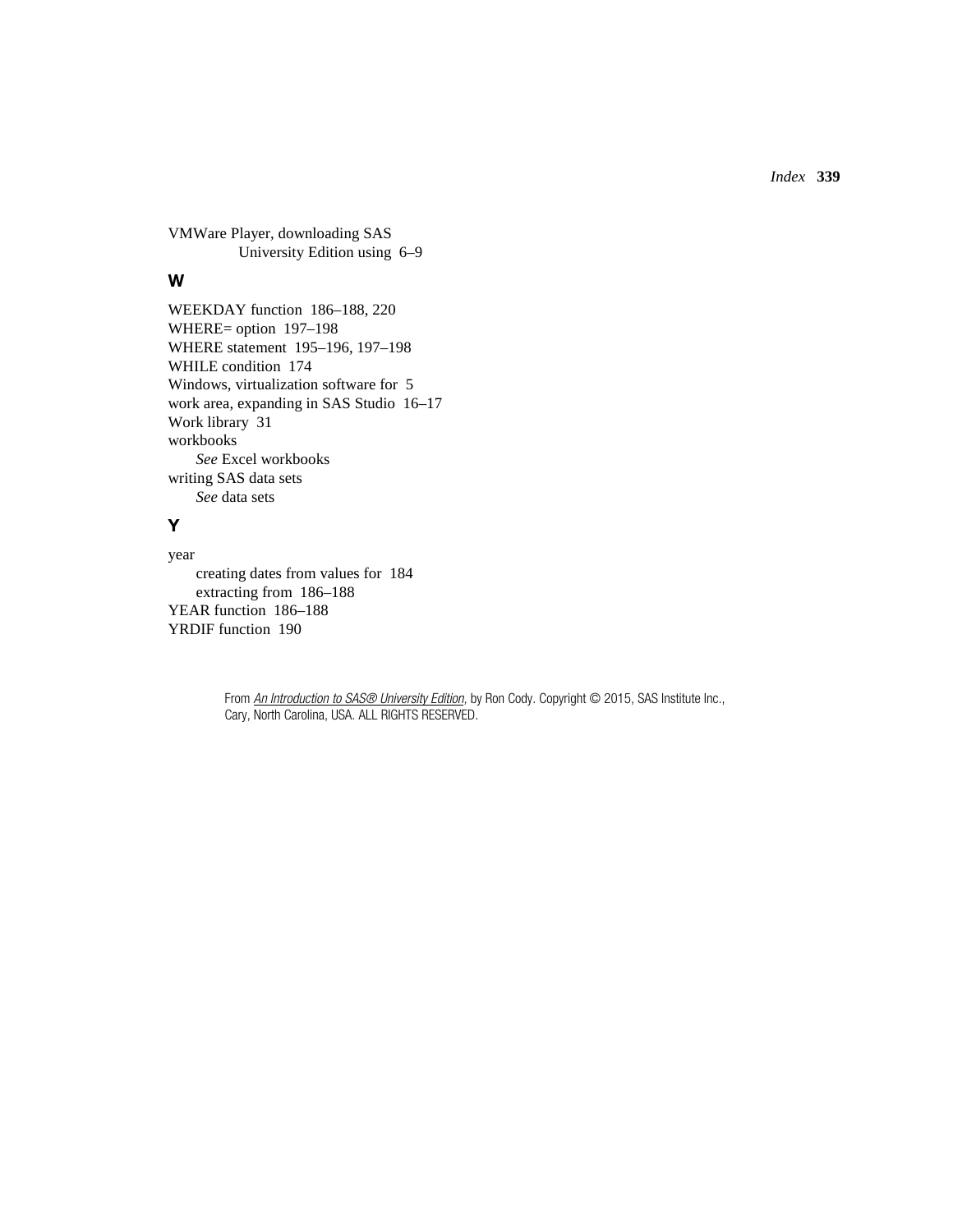VMWare Player, downloading SAS University Edition using 6–9

## W

WEEKDAY function 186–188, 220
WHERE= option 197–198
WHERE statement 195–196, 197–198
WHILE condition 174
Windows, virtualization software for 5
work area, expanding in SAS Studio 16–17
Work library 31
workbooks
  *See* Excel workbooks
writing SAS data sets
  *See* data sets

## Y

year
  creating dates from values for 184
  extracting from 186–188
YEAR function 186–188
YRDIF function 190

From *An Introduction to SAS® University Edition*, by Ron Cody. Copyright © 2015, SAS Institute Inc., Cary, North Carolina, USA. ALL RIGHTS RESERVED.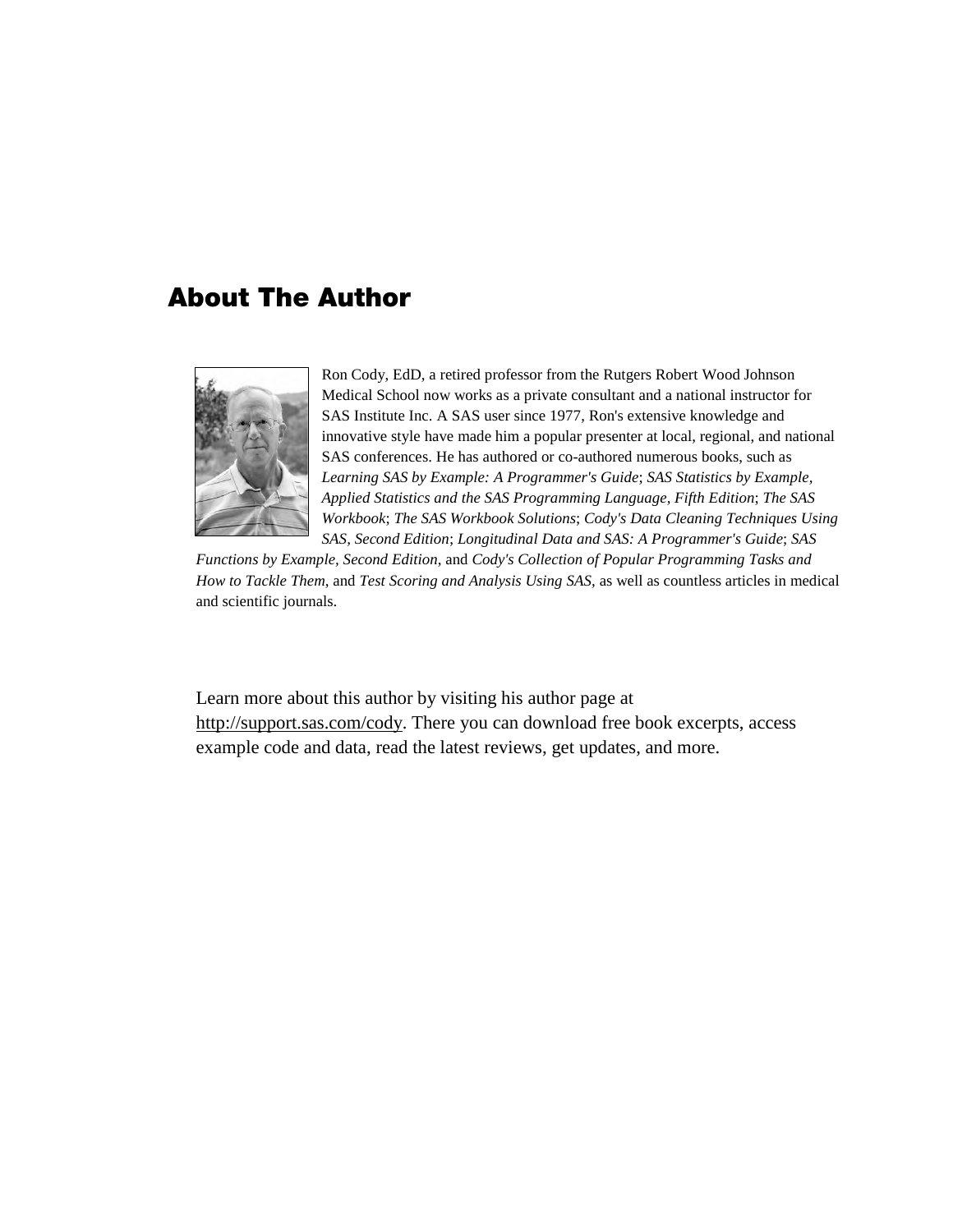# About The Author

Ron Cody, EdD, a retired professor from the Rutgers Robert Wood Johnson Medical School now works as a private consultant and a national instructor for SAS Institute Inc. A SAS user since 1977, Ron's extensive knowledge and innovative style have made him a popular presenter at local, regional, and national SAS conferences. He has authored or co-authored numerous books, such as *Learning SAS by Example: A Programmer's Guide*; *SAS Statistics by Example, Applied Statistics and the SAS Programming Language, Fifth Edition*; *The SAS Workbook*; *The SAS Workbook Solutions*; *Cody's Data Cleaning Techniques Using SAS, Second Edition*; *Longitudinal Data and SAS: A Programmer's Guide*; *SAS Functions by Example, Second Edition*, and *Cody's Collection of Popular Programming Tasks and How to Tackle Them*, and *Test Scoring and Analysis Using SAS*, as well as countless articles in medical and scientific journals.

Learn more about this author by visiting his author page at http://support.sas.com/cody. There you can download free book excerpts, access example code and data, read the latest reviews, get updates, and more.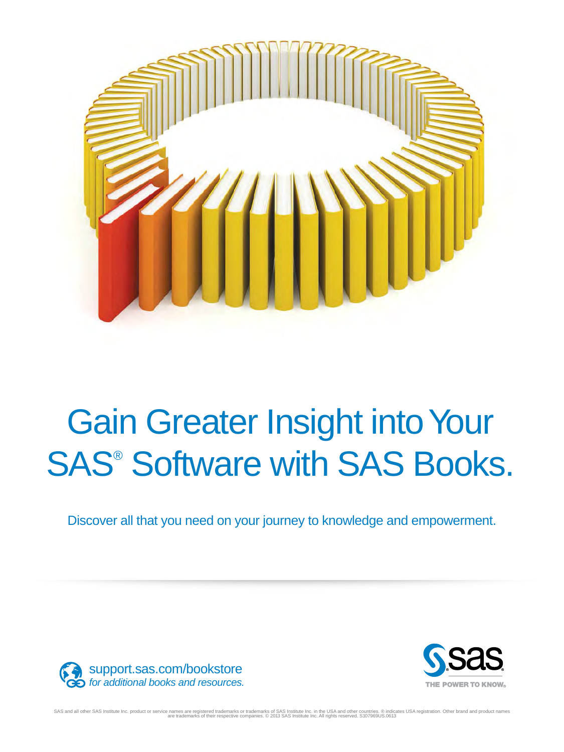# Gain Greater Insight into Your SAS® Software with SAS Books.

Discover all that you need on your journey to knowledge and empowerment.

support.sas.com/bookstore
*for additional books and resources.*

SAS THE POWER TO KNOW.

SAS and all other SAS Institute Inc. product or service names are registered trademarks or trademarks of SAS Institute Inc. in the USA and other countries. ® indicates USA registration. Other brand and product names are trademarks of their respective companies. © 2013 SAS Institute Inc. All rights reserved. S107969US.0613